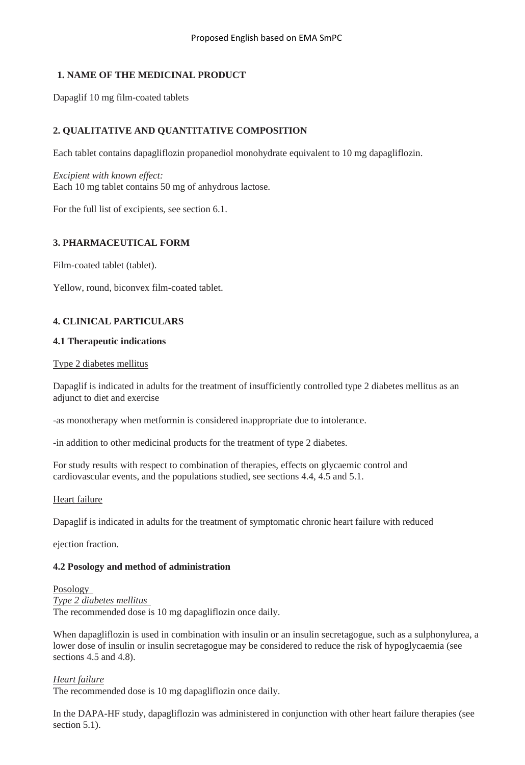Proposed English based on EMA SmPC

## 1. NAME OF THE MEDICINAL PRODUCT

Dapaglif 10 mg film-coated tablets

## 2. QUALITATIVE AND QUANTITATIVE COMPOSITION

Each tablet contains dapagliflozin propanediol monohydrate equivalent to 10 mg dapagliflozin.

*Excipient with known effect:*
Each 10 mg tablet contains 50 mg of anhydrous lactose.

For the full list of excipients, see section 6.1.

## 3. PHARMACEUTICAL FORM

Film-coated tablet (tablet).

Yellow, round, biconvex film-coated tablet.

## 4. CLINICAL PARTICULARS

### 4.1 Therapeutic indications

Type 2 diabetes mellitus

Dapaglif is indicated in adults for the treatment of insufficiently controlled type 2 diabetes mellitus as an adjunct to diet and exercise

-as monotherapy when metformin is considered inappropriate due to intolerance.

-in addition to other medicinal products for the treatment of type 2 diabetes.

For study results with respect to combination of therapies, effects on glycaemic control and cardiovascular events, and the populations studied, see sections 4.4, 4.5 and 5.1.

Heart failure

Dapaglif is indicated in adults for the treatment of symptomatic chronic heart failure with reduced

ejection fraction.

### 4.2 Posology and method of administration

Posology
*Type 2 diabetes mellitus*
The recommended dose is 10 mg dapagliflozin once daily.

When dapagliflozin is used in combination with insulin or an insulin secretagogue, such as a sulphonylurea, a lower dose of insulin or insulin secretagogue may be considered to reduce the risk of hypoglycaemia (see sections 4.5 and 4.8).

*Heart failure*
The recommended dose is 10 mg dapagliflozin once daily.

In the DAPA-HF study, dapagliflozin was administered in conjunction with other heart failure therapies (see section 5.1).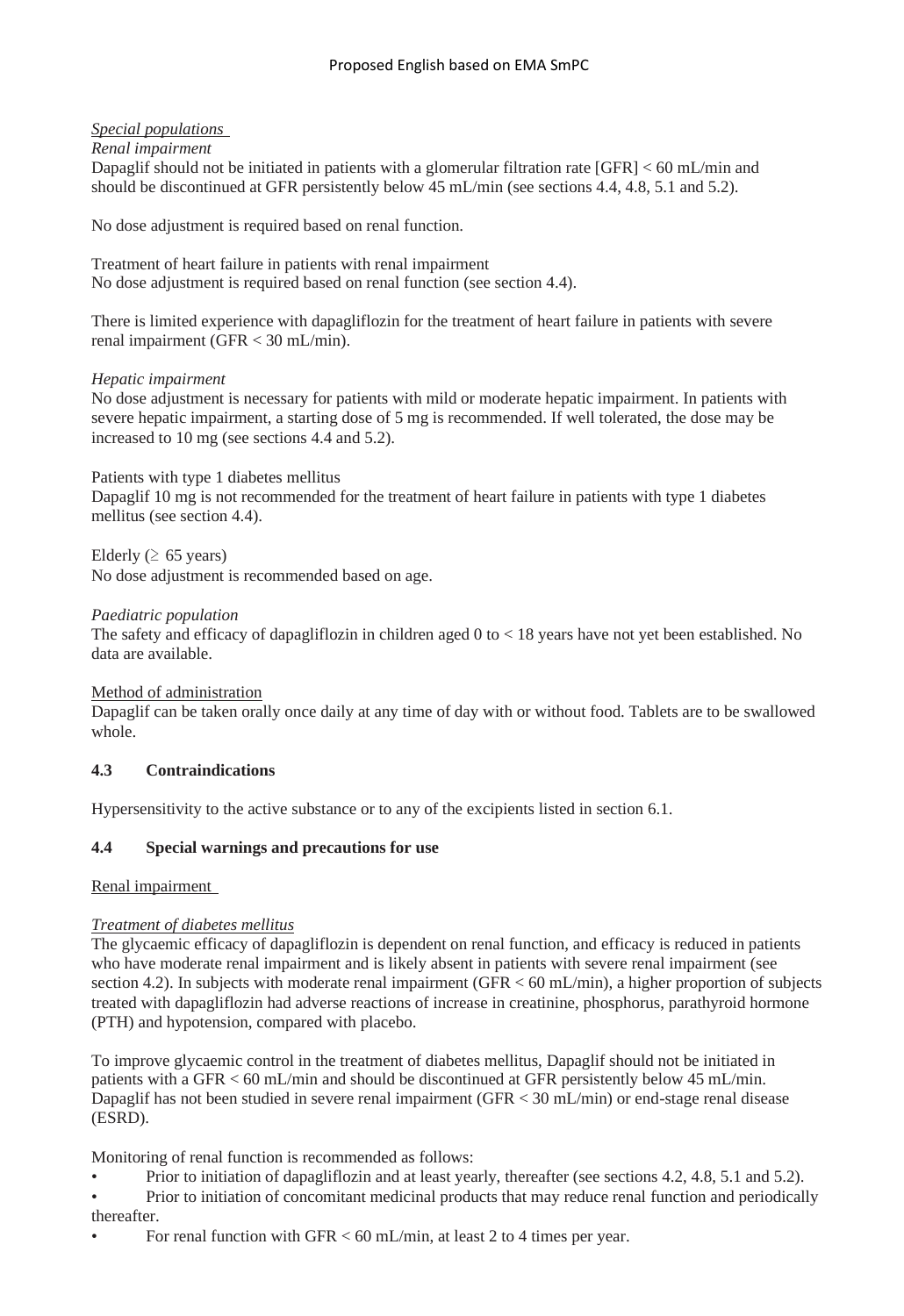*Special populations*

*Renal impairment*

Dapaglif should not be initiated in patients with a glomerular filtration rate [GFR] < 60 mL/min and should be discontinued at GFR persistently below 45 mL/min (see sections 4.4, 4.8, 5.1 and 5.2).

No dose adjustment is required based on renal function.

Treatment of heart failure in patients with renal impairment

No dose adjustment is required based on renal function (see section 4.4).

There is limited experience with dapagliflozin for the treatment of heart failure in patients with severe renal impairment (GFR < 30 mL/min).

*Hepatic impairment*

No dose adjustment is necessary for patients with mild or moderate hepatic impairment. In patients with severe hepatic impairment, a starting dose of 5 mg is recommended. If well tolerated, the dose may be increased to 10 mg (see sections 4.4 and 5.2).

Patients with type 1 diabetes mellitus

Dapaglif 10 mg is not recommended for the treatment of heart failure in patients with type 1 diabetes mellitus (see section 4.4).

Elderly ($\geq$ 65 years)

No dose adjustment is recommended based on age.

*Paediatric population*

The safety and efficacy of dapagliflozin in children aged 0 to < 18 years have not yet been established. No data are available.

Method of administration

Dapaglif can be taken orally once daily at any time of day with or without food. Tablets are to be swallowed whole.

**4.3 Contraindications**

Hypersensitivity to the active substance or to any of the excipients listed in section 6.1.

**4.4 Special warnings and precautions for use**

Renal impairment

*Treatment of diabetes mellitus*

The glycaemic efficacy of dapagliflozin is dependent on renal function, and efficacy is reduced in patients who have moderate renal impairment and is likely absent in patients with severe renal impairment (see section 4.2). In subjects with moderate renal impairment (GFR < 60 mL/min), a higher proportion of subjects treated with dapagliflozin had adverse reactions of increase in creatinine, phosphorus, parathyroid hormone (PTH) and hypotension, compared with placebo.

To improve glycaemic control in the treatment of diabetes mellitus, Dapaglif should not be initiated in patients with a GFR < 60 mL/min and should be discontinued at GFR persistently below 45 mL/min. Dapaglif has not been studied in severe renal impairment (GFR < 30 mL/min) or end-stage renal disease (ESRD).

Monitoring of renal function is recommended as follows:

- Prior to initiation of dapagliflozin and at least yearly, thereafter (see sections 4.2, 4.8, 5.1 and 5.2).
- Prior to initiation of concomitant medicinal products that may reduce renal function and periodically thereafter.
- For renal function with GFR < 60 mL/min, at least 2 to 4 times per year.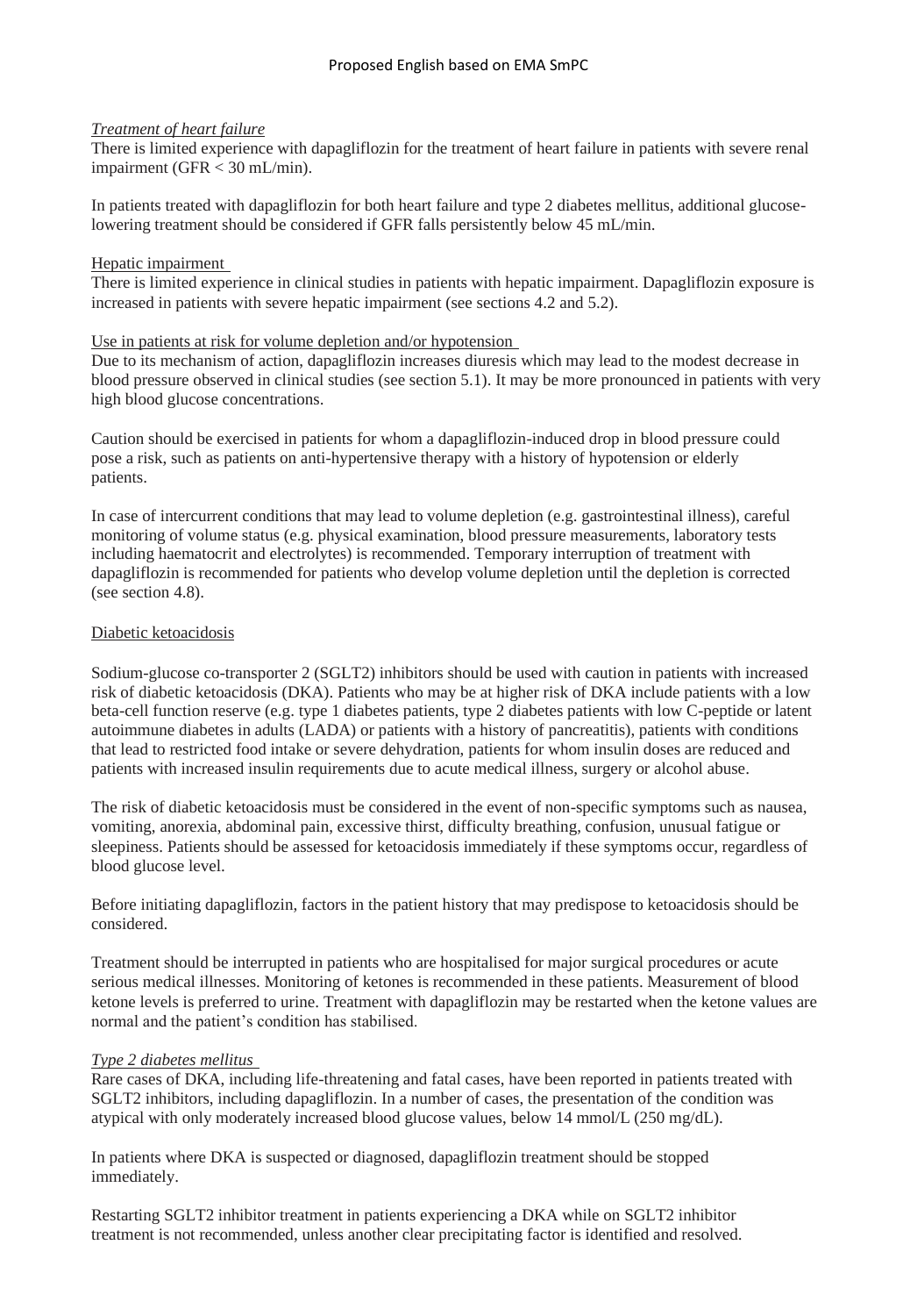*Treatment of heart failure*

There is limited experience with dapagliflozin for the treatment of heart failure in patients with severe renal impairment (GFR < 30 mL/min).

In patients treated with dapagliflozin for both heart failure and type 2 diabetes mellitus, additional glucose-lowering treatment should be considered if GFR falls persistently below 45 mL/min.

Hepatic impairment

There is limited experience in clinical studies in patients with hepatic impairment. Dapagliflozin exposure is increased in patients with severe hepatic impairment (see sections 4.2 and 5.2).

Use in patients at risk for volume depletion and/or hypotension

Due to its mechanism of action, dapagliflozin increases diuresis which may lead to the modest decrease in blood pressure observed in clinical studies (see section 5.1). It may be more pronounced in patients with very high blood glucose concentrations.

Caution should be exercised in patients for whom a dapagliflozin-induced drop in blood pressure could pose a risk, such as patients on anti-hypertensive therapy with a history of hypotension or elderly patients.

In case of intercurrent conditions that may lead to volume depletion (e.g. gastrointestinal illness), careful monitoring of volume status (e.g. physical examination, blood pressure measurements, laboratory tests including haematocrit and electrolytes) is recommended. Temporary interruption of treatment with dapagliflozin is recommended for patients who develop volume depletion until the depletion is corrected (see section 4.8).

Diabetic ketoacidosis

Sodium-glucose co-transporter 2 (SGLT2) inhibitors should be used with caution in patients with increased risk of diabetic ketoacidosis (DKA). Patients who may be at higher risk of DKA include patients with a low beta-cell function reserve (e.g. type 1 diabetes patients, type 2 diabetes patients with low C-peptide or latent autoimmune diabetes in adults (LADA) or patients with a history of pancreatitis), patients with conditions that lead to restricted food intake or severe dehydration, patients for whom insulin doses are reduced and patients with increased insulin requirements due to acute medical illness, surgery or alcohol abuse.

The risk of diabetic ketoacidosis must be considered in the event of non-specific symptoms such as nausea, vomiting, anorexia, abdominal pain, excessive thirst, difficulty breathing, confusion, unusual fatigue or sleepiness. Patients should be assessed for ketoacidosis immediately if these symptoms occur, regardless of blood glucose level.

Before initiating dapagliflozin, factors in the patient history that may predispose to ketoacidosis should be considered.

Treatment should be interrupted in patients who are hospitalised for major surgical procedures or acute serious medical illnesses. Monitoring of ketones is recommended in these patients. Measurement of blood ketone levels is preferred to urine. Treatment with dapagliflozin may be restarted when the ketone values are normal and the patient's condition has stabilised.

*Type 2 diabetes mellitus*

Rare cases of DKA, including life-threatening and fatal cases, have been reported in patients treated with SGLT2 inhibitors, including dapagliflozin. In a number of cases, the presentation of the condition was atypical with only moderately increased blood glucose values, below 14 mmol/L (250 mg/dL).

In patients where DKA is suspected or diagnosed, dapagliflozin treatment should be stopped immediately.

Restarting SGLT2 inhibitor treatment in patients experiencing a DKA while on SGLT2 inhibitor treatment is not recommended, unless another clear precipitating factor is identified and resolved.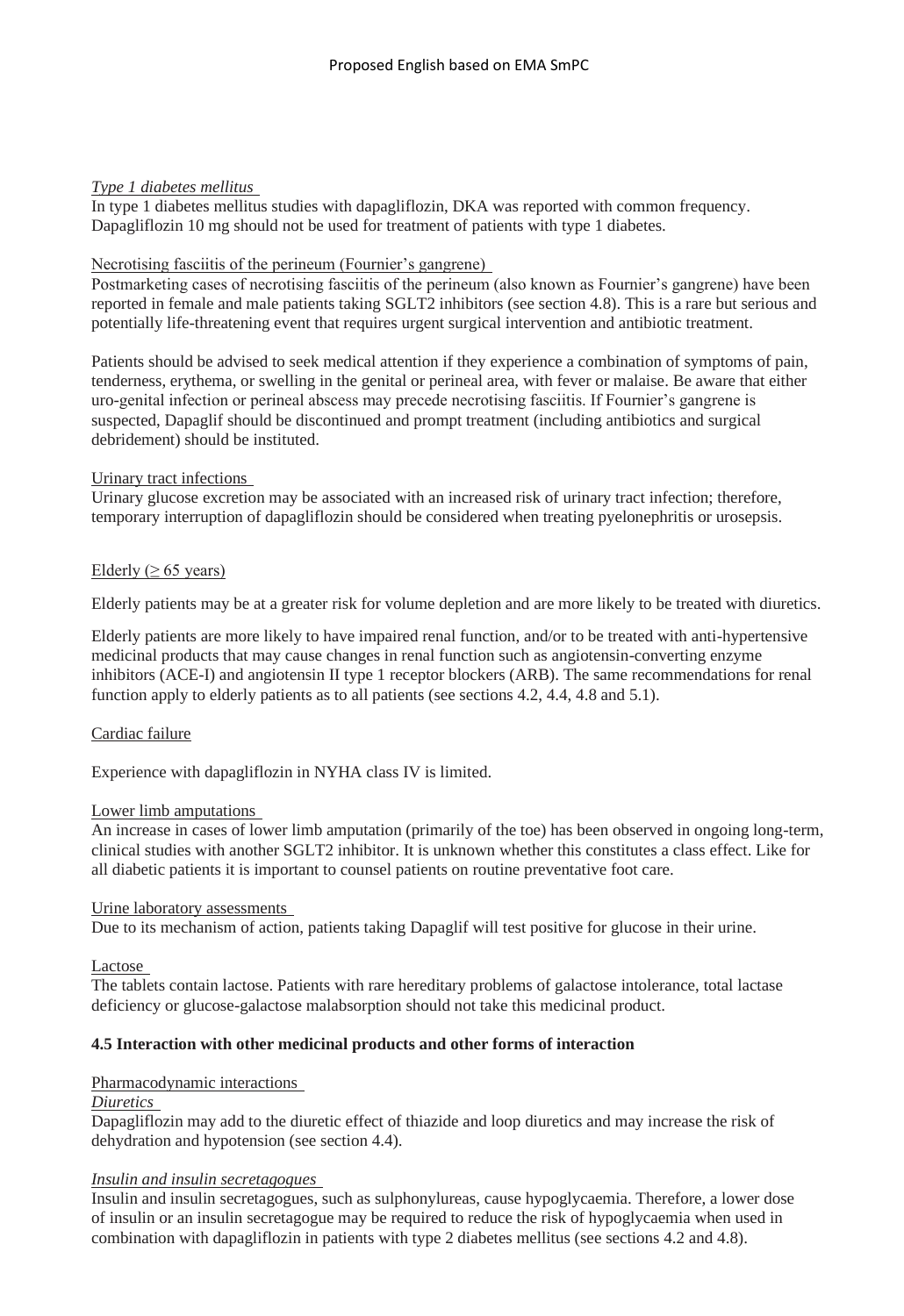*Type 1 diabetes mellitus*

In type 1 diabetes mellitus studies with dapagliflozin, DKA was reported with common frequency. Dapagliflozin 10 mg should not be used for treatment of patients with type 1 diabetes.

Necrotising fasciitis of the perineum (Fournier's gangrene)

Postmarketing cases of necrotising fasciitis of the perineum (also known as Fournier's gangrene) have been reported in female and male patients taking SGLT2 inhibitors (see section 4.8). This is a rare but serious and potentially life-threatening event that requires urgent surgical intervention and antibiotic treatment.

Patients should be advised to seek medical attention if they experience a combination of symptoms of pain, tenderness, erythema, or swelling in the genital or perineal area, with fever or malaise. Be aware that either uro-genital infection or perineal abscess may precede necrotising fasciitis. If Fournier's gangrene is suspected, Dapaglif should be discontinued and prompt treatment (including antibiotics and surgical debridement) should be instituted.

Urinary tract infections

Urinary glucose excretion may be associated with an increased risk of urinary tract infection; therefore, temporary interruption of dapagliflozin should be considered when treating pyelonephritis or urosepsis.

Elderly (≥ 65 years)

Elderly patients may be at a greater risk for volume depletion and are more likely to be treated with diuretics.

Elderly patients are more likely to have impaired renal function, and/or to be treated with anti-hypertensive medicinal products that may cause changes in renal function such as angiotensin-converting enzyme inhibitors (ACE-I) and angiotensin II type 1 receptor blockers (ARB). The same recommendations for renal function apply to elderly patients as to all patients (see sections 4.2, 4.4, 4.8 and 5.1).

Cardiac failure

Experience with dapagliflozin in NYHA class IV is limited.

Lower limb amputations

An increase in cases of lower limb amputation (primarily of the toe) has been observed in ongoing long-term, clinical studies with another SGLT2 inhibitor. It is unknown whether this constitutes a class effect. Like for all diabetic patients it is important to counsel patients on routine preventative foot care.

Urine laboratory assessments

Due to its mechanism of action, patients taking Dapaglif will test positive for glucose in their urine.

Lactose

The tablets contain lactose. Patients with rare hereditary problems of galactose intolerance, total lactase deficiency or glucose-galactose malabsorption should not take this medicinal product.

**4.5 Interaction with other medicinal products and other forms of interaction**

Pharmacodynamic interactions

*Diuretics*

Dapagliflozin may add to the diuretic effect of thiazide and loop diuretics and may increase the risk of dehydration and hypotension (see section 4.4).

*Insulin and insulin secretagogues*

Insulin and insulin secretagogues, such as sulphonylureas, cause hypoglycaemia. Therefore, a lower dose of insulin or an insulin secretagogue may be required to reduce the risk of hypoglycaemia when used in combination with dapagliflozin in patients with type 2 diabetes mellitus (see sections 4.2 and 4.8).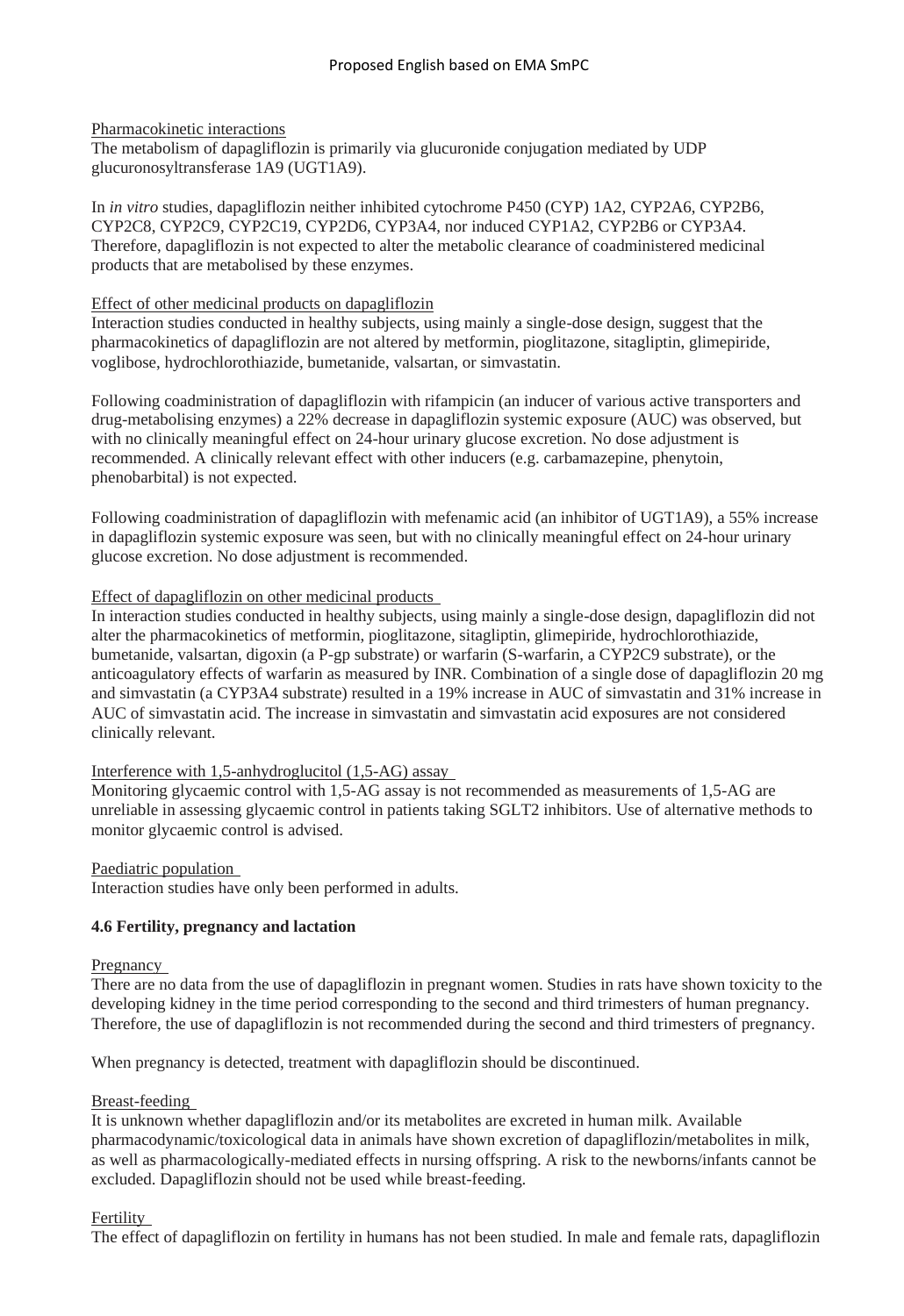Pharmacokinetic interactions

The metabolism of dapagliflozin is primarily via glucuronide conjugation mediated by UDP glucuronosyltransferase 1A9 (UGT1A9).

In *in vitro* studies, dapagliflozin neither inhibited cytochrome P450 (CYP) 1A2, CYP2A6, CYP2B6, CYP2C8, CYP2C9, CYP2C19, CYP2D6, CYP3A4, nor induced CYP1A2, CYP2B6 or CYP3A4. Therefore, dapagliflozin is not expected to alter the metabolic clearance of coadministered medicinal products that are metabolised by these enzymes.

Effect of other medicinal products on dapagliflozin

Interaction studies conducted in healthy subjects, using mainly a single-dose design, suggest that the pharmacokinetics of dapagliflozin are not altered by metformin, pioglitazone, sitagliptin, glimepiride, voglibose, hydrochlorothiazide, bumetanide, valsartan, or simvastatin.

Following coadministration of dapagliflozin with rifampicin (an inducer of various active transporters and drug-metabolising enzymes) a 22% decrease in dapagliflozin systemic exposure (AUC) was observed, but with no clinically meaningful effect on 24-hour urinary glucose excretion. No dose adjustment is recommended. A clinically relevant effect with other inducers (e.g. carbamazepine, phenytoin, phenobarbital) is not expected.

Following coadministration of dapagliflozin with mefenamic acid (an inhibitor of UGT1A9), a 55% increase in dapagliflozin systemic exposure was seen, but with no clinically meaningful effect on 24-hour urinary glucose excretion. No dose adjustment is recommended.

Effect of dapagliflozin on other medicinal products

In interaction studies conducted in healthy subjects, using mainly a single-dose design, dapagliflozin did not alter the pharmacokinetics of metformin, pioglitazone, sitagliptin, glimepiride, hydrochlorothiazide, bumetanide, valsartan, digoxin (a P-gp substrate) or warfarin (S-warfarin, a CYP2C9 substrate), or the anticoagulatory effects of warfarin as measured by INR. Combination of a single dose of dapagliflozin 20 mg and simvastatin (a CYP3A4 substrate) resulted in a 19% increase in AUC of simvastatin and 31% increase in AUC of simvastatin acid. The increase in simvastatin and simvastatin acid exposures are not considered clinically relevant.

Interference with 1,5-anhydroglucitol (1,5-AG) assay

Monitoring glycaemic control with 1,5-AG assay is not recommended as measurements of 1,5-AG are unreliable in assessing glycaemic control in patients taking SGLT2 inhibitors. Use of alternative methods to monitor glycaemic control is advised.

Paediatric population

Interaction studies have only been performed in adults.

**4.6 Fertility, pregnancy and lactation**

Pregnancy

There are no data from the use of dapagliflozin in pregnant women. Studies in rats have shown toxicity to the developing kidney in the time period corresponding to the second and third trimesters of human pregnancy. Therefore, the use of dapagliflozin is not recommended during the second and third trimesters of pregnancy.

When pregnancy is detected, treatment with dapagliflozin should be discontinued.

Breast-feeding

It is unknown whether dapagliflozin and/or its metabolites are excreted in human milk. Available pharmacodynamic/toxicological data in animals have shown excretion of dapagliflozin/metabolites in milk, as well as pharmacologically-mediated effects in nursing offspring. A risk to the newborns/infants cannot be excluded. Dapagliflozin should not be used while breast-feeding.

Fertility

The effect of dapagliflozin on fertility in humans has not been studied. In male and female rats, dapagliflozin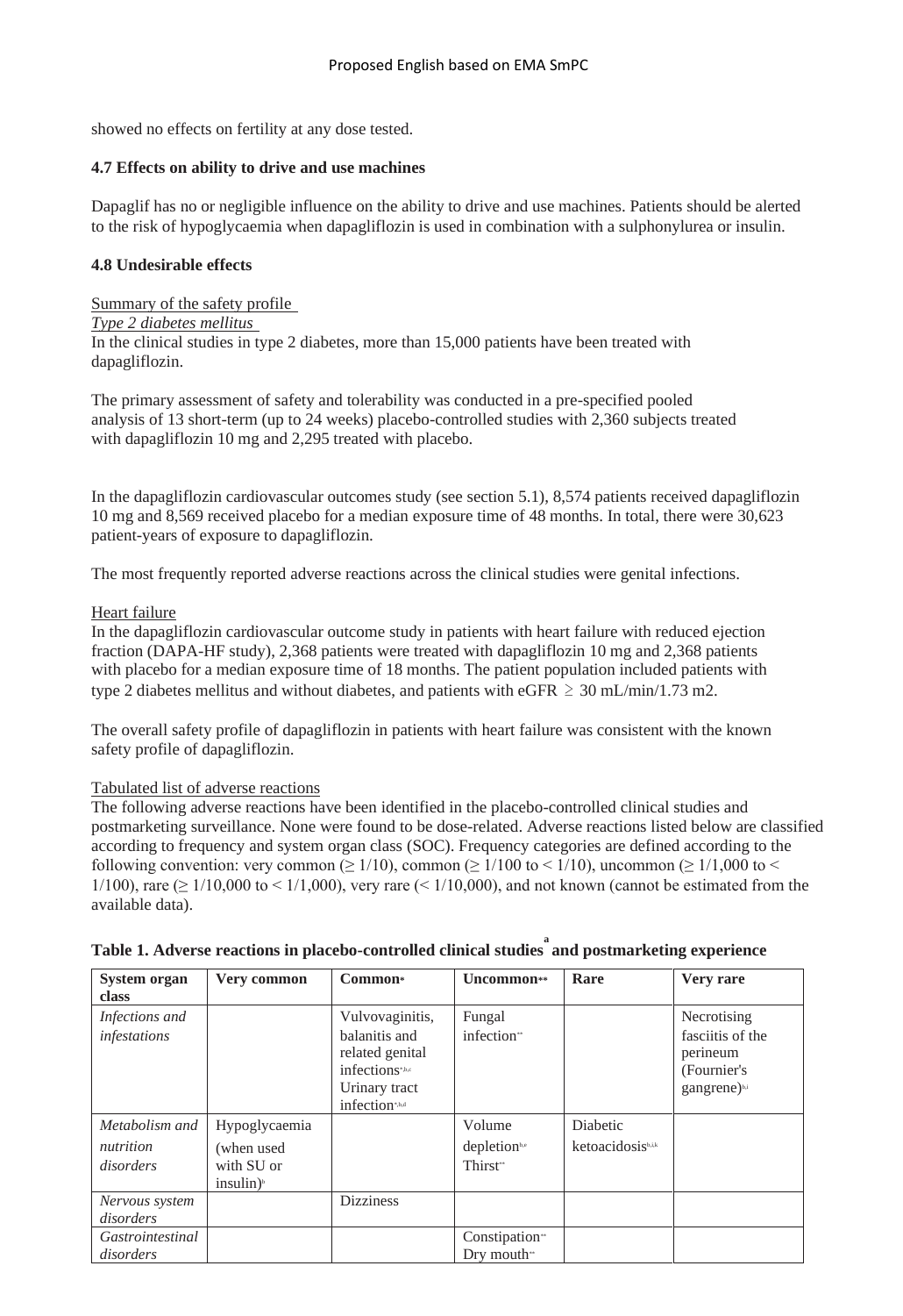showed no effects on fertility at any dose tested.

**4.7 Effects on ability to drive and use machines**

Dapaglif has no or negligible influence on the ability to drive and use machines. Patients should be alerted to the risk of hypoglycaemia when dapagliflozin is used in combination with a sulphonylurea or insulin.

**4.8 Undesirable effects**

Summary of the safety profile
*Type 2 diabetes mellitus*
In the clinical studies in type 2 diabetes, more than 15,000 patients have been treated with dapagliflozin.

The primary assessment of safety and tolerability was conducted in a pre-specified pooled analysis of 13 short-term (up to 24 weeks) placebo-controlled studies with 2,360 subjects treated with dapagliflozin 10 mg and 2,295 treated with placebo.

In the dapagliflozin cardiovascular outcomes study (see section 5.1), 8,574 patients received dapagliflozin 10 mg and 8,569 received placebo for a median exposure time of 48 months. In total, there were 30,623 patient-years of exposure to dapagliflozin.

The most frequently reported adverse reactions across the clinical studies were genital infections.

Heart failure
In the dapagliflozin cardiovascular outcome study in patients with heart failure with reduced ejection fraction (DAPA-HF study), 2,368 patients were treated with dapagliflozin 10 mg and 2,368 patients with placebo for a median exposure time of 18 months. The patient population included patients with type 2 diabetes mellitus and without diabetes, and patients with eGFR ≥ 30 mL/min/1.73 m2.

The overall safety profile of dapagliflozin in patients with heart failure was consistent with the known safety profile of dapagliflozin.

Tabulated list of adverse reactions
The following adverse reactions have been identified in the placebo-controlled clinical studies and postmarketing surveillance. None were found to be dose-related. Adverse reactions listed below are classified according to frequency and system organ class (SOC). Frequency categories are defined according to the following convention: very common (≥ 1/10), common (≥ 1/100 to < 1/10), uncommon (≥ 1/1,000 to < 1/100), rare (≥ 1/10,000 to < 1/1,000), very rare (< 1/10,000), and not known (cannot be estimated from the available data).

**Table 1. Adverse reactions in placebo-controlled clinical studies[a] and postmarketing experience**

| System organ class | Very common | Common* | Uncommon** | Rare | Very rare |
|---|---|---|---|---|---|
| *Infections and infestations* | | Vulvovaginitis, balanitis and related genital infections[*,b,c] Urinary tract infection[*,b,d] | Fungal infection[**] | | Necrotising fasciitis of the perineum (Fournier's gangrene)[b,i] |
| *Metabolism and nutrition disorders* | Hypoglycaemia (when used with SU or insulin)[b] | | Volume depletion[b,e] Thirst[**] | Diabetic ketoacidosis[b,i,k] | |
| *Nervous system disorders* | | Dizziness | | | |
| *Gastrointestinal disorders* | | | Constipation[**] Dry mouth[**] | | |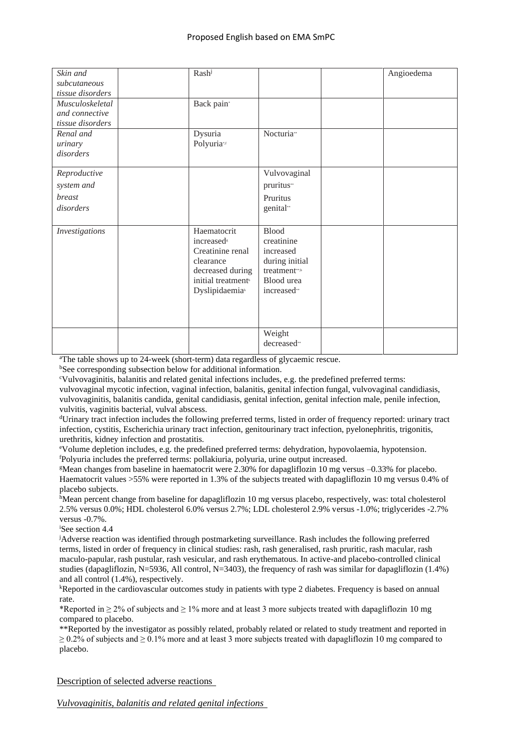| | | | | | |
|---|---|---|---|---|---|
| *Skin and subcutaneous tissue disorders* | | Rash[j] | | | Angioedema |
| *Musculoskeletal and connective tissue disorders* | | Back pain* | | | |
| *Renal and urinary disorders* | | Dysuria<br>Polyuria*,f | Nocturia** | | |
| *Reproductive system and breast disorders* | | | Vulvovaginal pruritus**<br>Pruritus genital** | | |
| *Investigations* | | Haematocrit increased[g]<br>Creatinine renal clearance decreased during initial treatment[b]<br>Dyslipidaemia[h] | Blood creatinine increased during initial treatment**,b<br>Blood urea increased** | | |
| | | | Weight decreased** | | |

[a]The table shows up to 24-week (short-term) data regardless of glycaemic rescue.
[b]See corresponding subsection below for additional information.
[c]Vulvovaginitis, balanitis and related genital infections includes, e.g. the predefined preferred terms: vulvovaginal mycotic infection, vaginal infection, balanitis, genital infection fungal, vulvovaginal candidiasis, vulvovaginitis, balanitis candida, genital candidiasis, genital infection, genital infection male, penile infection, vulvitis, vaginitis bacterial, vulval abscess.
[d]Urinary tract infection includes the following preferred terms, listed in order of frequency reported: urinary tract infection, cystitis, Escherichia urinary tract infection, genitourinary tract infection, pyelonephritis, trigonitis, urethritis, kidney infection and prostatitis.
[e]Volume depletion includes, e.g. the predefined preferred terms: dehydration, hypovolaemia, hypotension.
[f]Polyuria includes the preferred terms: pollakiuria, polyuria, urine output increased.
[g]Mean changes from baseline in haematocrit were 2.30% for dapagliflozin 10 mg versus –0.33% for placebo. Haematocrit values >55% were reported in 1.3% of the subjects treated with dapagliflozin 10 mg versus 0.4% of placebo subjects.
[h]Mean percent change from baseline for dapagliflozin 10 mg versus placebo, respectively, was: total cholesterol 2.5% versus 0.0%; HDL cholesterol 6.0% versus 2.7%; LDL cholesterol 2.9% versus -1.0%; triglycerides -2.7% versus -0.7%.
[i]See section 4.4
[j]Adverse reaction was identified through postmarketing surveillance. Rash includes the following preferred terms, listed in order of frequency in clinical studies: rash, rash generalised, rash pruritic, rash macular, rash maculo-papular, rash pustular, rash vesicular, and rash erythematous. In active-and placebo-controlled clinical studies (dapagliflozin, N=5936, All control, N=3403), the frequency of rash was similar for dapagliflozin (1.4%) and all control (1.4%), respectively.
[k]Reported in the cardiovascular outcomes study in patients with type 2 diabetes. Frequency is based on annual rate.
*Reported in ≥ 2% of subjects and ≥ 1% more and at least 3 more subjects treated with dapagliflozin 10 mg compared to placebo.
**Reported by the investigator as possibly related, probably related or related to study treatment and reported in ≥ 0.2% of subjects and ≥ 0.1% more and at least 3 more subjects treated with dapagliflozin 10 mg compared to placebo.

Description of selected adverse reactions

*Vulvovaginitis, balanitis and related genital infections*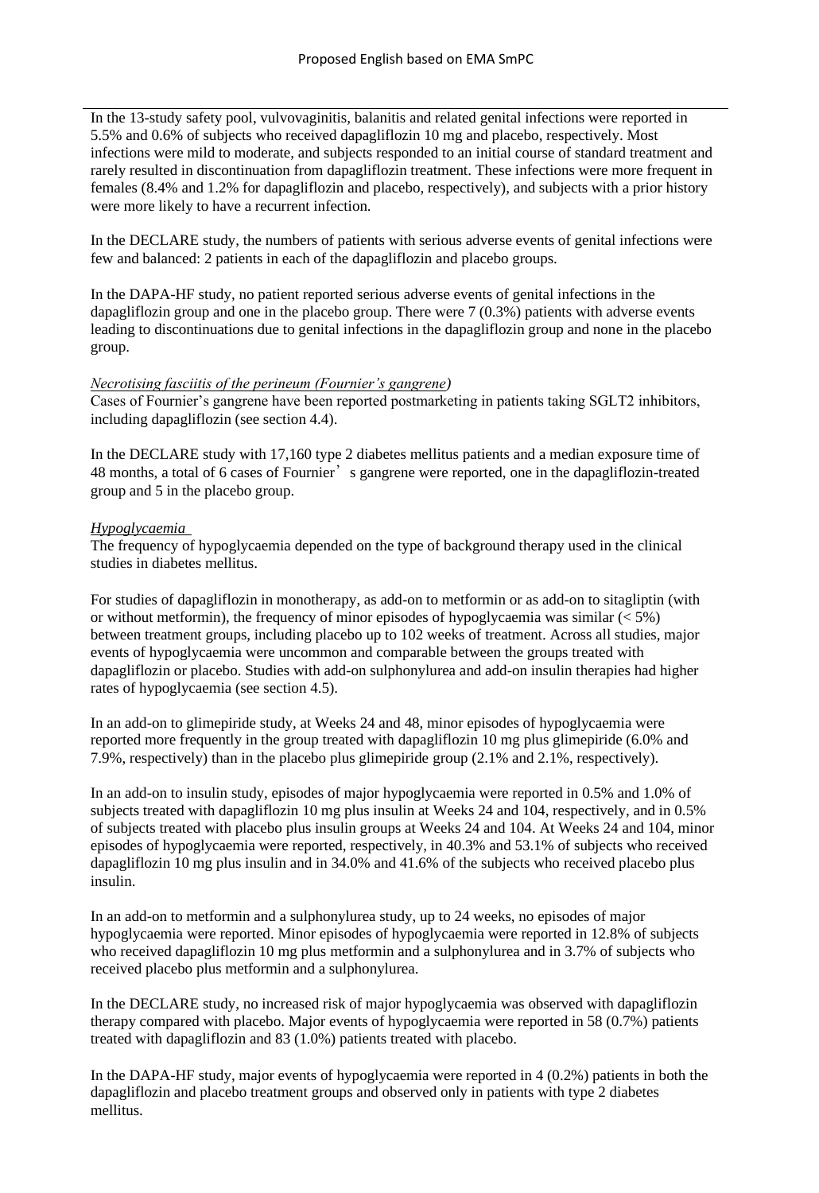In the 13-study safety pool, vulvovaginitis, balanitis and related genital infections were reported in 5.5% and 0.6% of subjects who received dapagliflozin 10 mg and placebo, respectively. Most infections were mild to moderate, and subjects responded to an initial course of standard treatment and rarely resulted in discontinuation from dapagliflozin treatment. These infections were more frequent in females (8.4% and 1.2% for dapagliflozin and placebo, respectively), and subjects with a prior history were more likely to have a recurrent infection.

In the DECLARE study, the numbers of patients with serious adverse events of genital infections were few and balanced: 2 patients in each of the dapagliflozin and placebo groups.

In the DAPA-HF study, no patient reported serious adverse events of genital infections in the dapagliflozin group and one in the placebo group. There were 7 (0.3%) patients with adverse events leading to discontinuations due to genital infections in the dapagliflozin group and none in the placebo group.

*Necrotising fasciitis of the perineum (Fournier's gangrene)*

Cases of Fournier's gangrene have been reported postmarketing in patients taking SGLT2 inhibitors, including dapagliflozin (see section 4.4).

In the DECLARE study with 17,160 type 2 diabetes mellitus patients and a median exposure time of 48 months, a total of 6 cases of Fournier's gangrene were reported, one in the dapagliflozin-treated group and 5 in the placebo group.

*Hypoglycaemia*

The frequency of hypoglycaemia depended on the type of background therapy used in the clinical studies in diabetes mellitus.

For studies of dapagliflozin in monotherapy, as add-on to metformin or as add-on to sitagliptin (with or without metformin), the frequency of minor episodes of hypoglycaemia was similar (< 5%) between treatment groups, including placebo up to 102 weeks of treatment. Across all studies, major events of hypoglycaemia were uncommon and comparable between the groups treated with dapagliflozin or placebo. Studies with add-on sulphonylurea and add-on insulin therapies had higher rates of hypoglycaemia (see section 4.5).

In an add-on to glimepiride study, at Weeks 24 and 48, minor episodes of hypoglycaemia were reported more frequently in the group treated with dapagliflozin 10 mg plus glimepiride (6.0% and 7.9%, respectively) than in the placebo plus glimepiride group (2.1% and 2.1%, respectively).

In an add-on to insulin study, episodes of major hypoglycaemia were reported in 0.5% and 1.0% of subjects treated with dapagliflozin 10 mg plus insulin at Weeks 24 and 104, respectively, and in 0.5% of subjects treated with placebo plus insulin groups at Weeks 24 and 104. At Weeks 24 and 104, minor episodes of hypoglycaemia were reported, respectively, in 40.3% and 53.1% of subjects who received dapagliflozin 10 mg plus insulin and in 34.0% and 41.6% of the subjects who received placebo plus insulin.

In an add-on to metformin and a sulphonylurea study, up to 24 weeks, no episodes of major hypoglycaemia were reported. Minor episodes of hypoglycaemia were reported in 12.8% of subjects who received dapagliflozin 10 mg plus metformin and a sulphonylurea and in 3.7% of subjects who received placebo plus metformin and a sulphonylurea.

In the DECLARE study, no increased risk of major hypoglycaemia was observed with dapagliflozin therapy compared with placebo. Major events of hypoglycaemia were reported in 58 (0.7%) patients treated with dapagliflozin and 83 (1.0%) patients treated with placebo.

In the DAPA-HF study, major events of hypoglycaemia were reported in 4 (0.2%) patients in both the dapagliflozin and placebo treatment groups and observed only in patients with type 2 diabetes mellitus.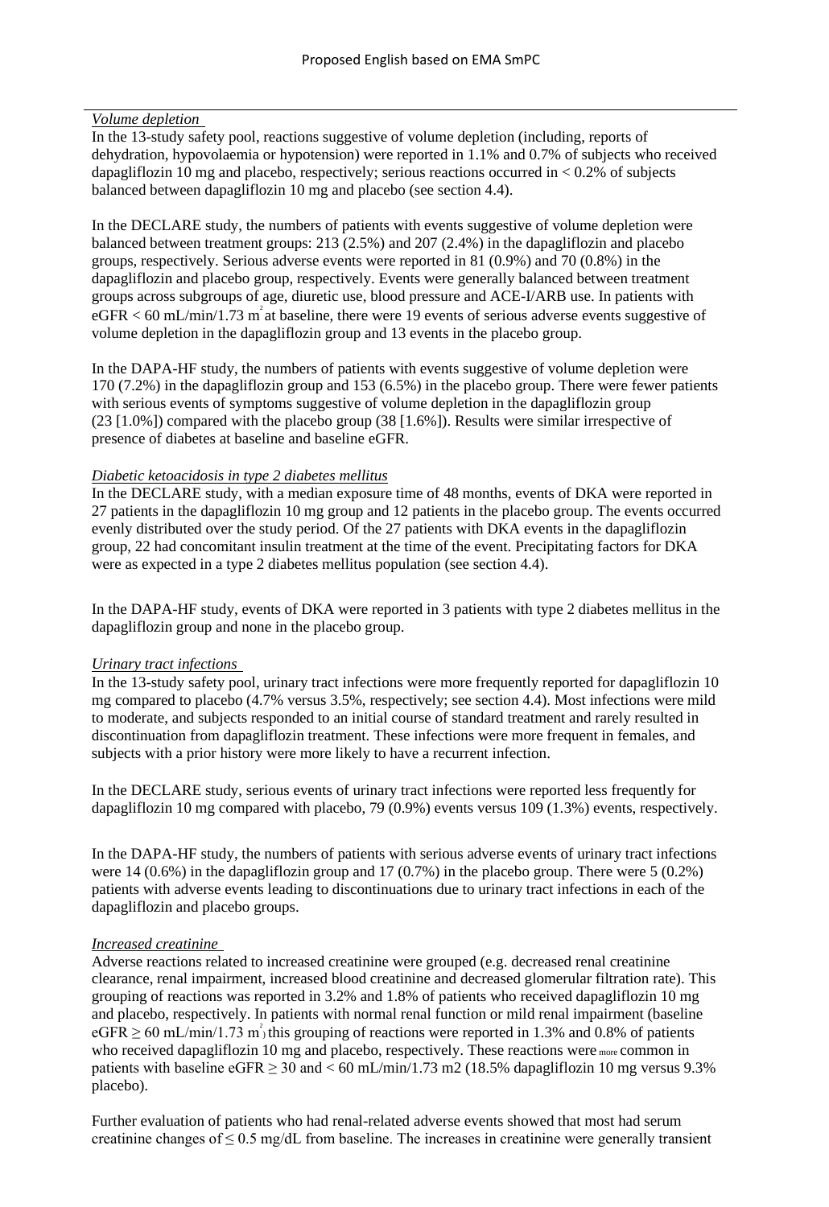*Volume depletion*

In the 13-study safety pool, reactions suggestive of volume depletion (including, reports of dehydration, hypovolaemia or hypotension) were reported in 1.1% and 0.7% of subjects who received dapagliflozin 10 mg and placebo, respectively; serious reactions occurred in < 0.2% of subjects balanced between dapagliflozin 10 mg and placebo (see section 4.4).

In the DECLARE study, the numbers of patients with events suggestive of volume depletion were balanced between treatment groups: 213 (2.5%) and 207 (2.4%) in the dapagliflozin and placebo groups, respectively. Serious adverse events were reported in 81 (0.9%) and 70 (0.8%) in the dapagliflozin and placebo group, respectively. Events were generally balanced between treatment groups across subgroups of age, diuretic use, blood pressure and ACE-I/ARB use. In patients with eGFR < 60 mL/min/1.73 $m^2$ at baseline, there were 19 events of serious adverse events suggestive of volume depletion in the dapagliflozin group and 13 events in the placebo group.

In the DAPA-HF study, the numbers of patients with events suggestive of volume depletion were 170 (7.2%) in the dapagliflozin group and 153 (6.5%) in the placebo group. There were fewer patients with serious events of symptoms suggestive of volume depletion in the dapagliflozin group (23 [1.0%]) compared with the placebo group (38 [1.6%]). Results were similar irrespective of presence of diabetes at baseline and baseline eGFR.

*Diabetic ketoacidosis in type 2 diabetes mellitus*

In the DECLARE study, with a median exposure time of 48 months, events of DKA were reported in 27 patients in the dapagliflozin 10 mg group and 12 patients in the placebo group. The events occurred evenly distributed over the study period. Of the 27 patients with DKA events in the dapagliflozin group, 22 had concomitant insulin treatment at the time of the event. Precipitating factors for DKA were as expected in a type 2 diabetes mellitus population (see section 4.4).

In the DAPA-HF study, events of DKA were reported in 3 patients with type 2 diabetes mellitus in the dapagliflozin group and none in the placebo group.

*Urinary tract infections*

In the 13-study safety pool, urinary tract infections were more frequently reported for dapagliflozin 10 mg compared to placebo (4.7% versus 3.5%, respectively; see section 4.4). Most infections were mild to moderate, and subjects responded to an initial course of standard treatment and rarely resulted in discontinuation from dapagliflozin treatment. These infections were more frequent in females, and subjects with a prior history were more likely to have a recurrent infection.

In the DECLARE study, serious events of urinary tract infections were reported less frequently for dapagliflozin 10 mg compared with placebo, 79 (0.9%) events versus 109 (1.3%) events, respectively.

In the DAPA-HF study, the numbers of patients with serious adverse events of urinary tract infections were 14 (0.6%) in the dapagliflozin group and 17 (0.7%) in the placebo group. There were 5 (0.2%) patients with adverse events leading to discontinuations due to urinary tract infections in each of the dapagliflozin and placebo groups.

*Increased creatinine*

Adverse reactions related to increased creatinine were grouped (e.g. decreased renal creatinine clearance, renal impairment, increased blood creatinine and decreased glomerular filtration rate). This grouping of reactions was reported in 3.2% and 1.8% of patients who received dapagliflozin 10 mg and placebo, respectively. In patients with normal renal function or mild renal impairment (baseline eGFR ≥ 60 mL/min/1.73 $m^2$) this grouping of reactions were reported in 1.3% and 0.8% of patients who received dapagliflozin 10 mg and placebo, respectively. These reactions were more common in patients with baseline eGFR ≥ 30 and < 60 mL/min/1.73 m2 (18.5% dapagliflozin 10 mg versus 9.3% placebo).

Further evaluation of patients who had renal-related adverse events showed that most had serum creatinine changes of ≤ 0.5 mg/dL from baseline. The increases in creatinine were generally transient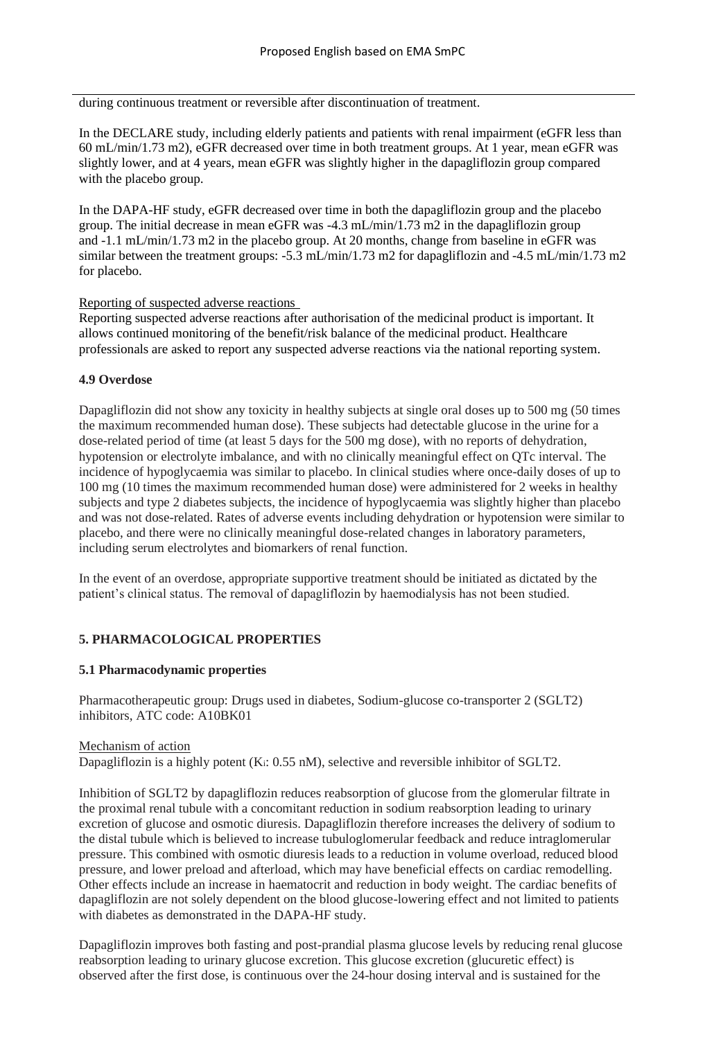during continuous treatment or reversible after discontinuation of treatment.

In the DECLARE study, including elderly patients and patients with renal impairment (eGFR less than 60 mL/min/1.73 m2), eGFR decreased over time in both treatment groups. At 1 year, mean eGFR was slightly lower, and at 4 years, mean eGFR was slightly higher in the dapagliflozin group compared with the placebo group.

In the DAPA-HF study, eGFR decreased over time in both the dapagliflozin group and the placebo group. The initial decrease in mean eGFR was -4.3 mL/min/1.73 m2 in the dapagliflozin group and -1.1 mL/min/1.73 m2 in the placebo group. At 20 months, change from baseline in eGFR was similar between the treatment groups: -5.3 mL/min/1.73 m2 for dapagliflozin and -4.5 mL/min/1.73 m2 for placebo.

Reporting of suspected adverse reactions

Reporting suspected adverse reactions after authorisation of the medicinal product is important. It allows continued monitoring of the benefit/risk balance of the medicinal product. Healthcare professionals are asked to report any suspected adverse reactions via the national reporting system.

### 4.9 Overdose

Dapagliflozin did not show any toxicity in healthy subjects at single oral doses up to 500 mg (50 times the maximum recommended human dose). These subjects had detectable glucose in the urine for a dose-related period of time (at least 5 days for the 500 mg dose), with no reports of dehydration, hypotension or electrolyte imbalance, and with no clinically meaningful effect on QTc interval. The incidence of hypoglycaemia was similar to placebo. In clinical studies where once-daily doses of up to 100 mg (10 times the maximum recommended human dose) were administered for 2 weeks in healthy subjects and type 2 diabetes subjects, the incidence of hypoglycaemia was slightly higher than placebo and was not dose-related. Rates of adverse events including dehydration or hypotension were similar to placebo, and there were no clinically meaningful dose-related changes in laboratory parameters, including serum electrolytes and biomarkers of renal function.

In the event of an overdose, appropriate supportive treatment should be initiated as dictated by the patient's clinical status. The removal of dapagliflozin by haemodialysis has not been studied.

## 5. PHARMACOLOGICAL PROPERTIES

### 5.1 Pharmacodynamic properties

Pharmacotherapeutic group: Drugs used in diabetes, Sodium-glucose co-transporter 2 (SGLT2) inhibitors, ATC code: A10BK01

Mechanism of action

Dapagliflozin is a highly potent ($K_i$: 0.55 nM), selective and reversible inhibitor of SGLT2.

Inhibition of SGLT2 by dapagliflozin reduces reabsorption of glucose from the glomerular filtrate in the proximal renal tubule with a concomitant reduction in sodium reabsorption leading to urinary excretion of glucose and osmotic diuresis. Dapagliflozin therefore increases the delivery of sodium to the distal tubule which is believed to increase tubuloglomerular feedback and reduce intraglomerular pressure. This combined with osmotic diuresis leads to a reduction in volume overload, reduced blood pressure, and lower preload and afterload, which may have beneficial effects on cardiac remodelling. Other effects include an increase in haematocrit and reduction in body weight. The cardiac benefits of dapagliflozin are not solely dependent on the blood glucose-lowering effect and not limited to patients with diabetes as demonstrated in the DAPA-HF study.

Dapagliflozin improves both fasting and post-prandial plasma glucose levels by reducing renal glucose reabsorption leading to urinary glucose excretion. This glucose excretion (glucuretic effect) is observed after the first dose, is continuous over the 24-hour dosing interval and is sustained for the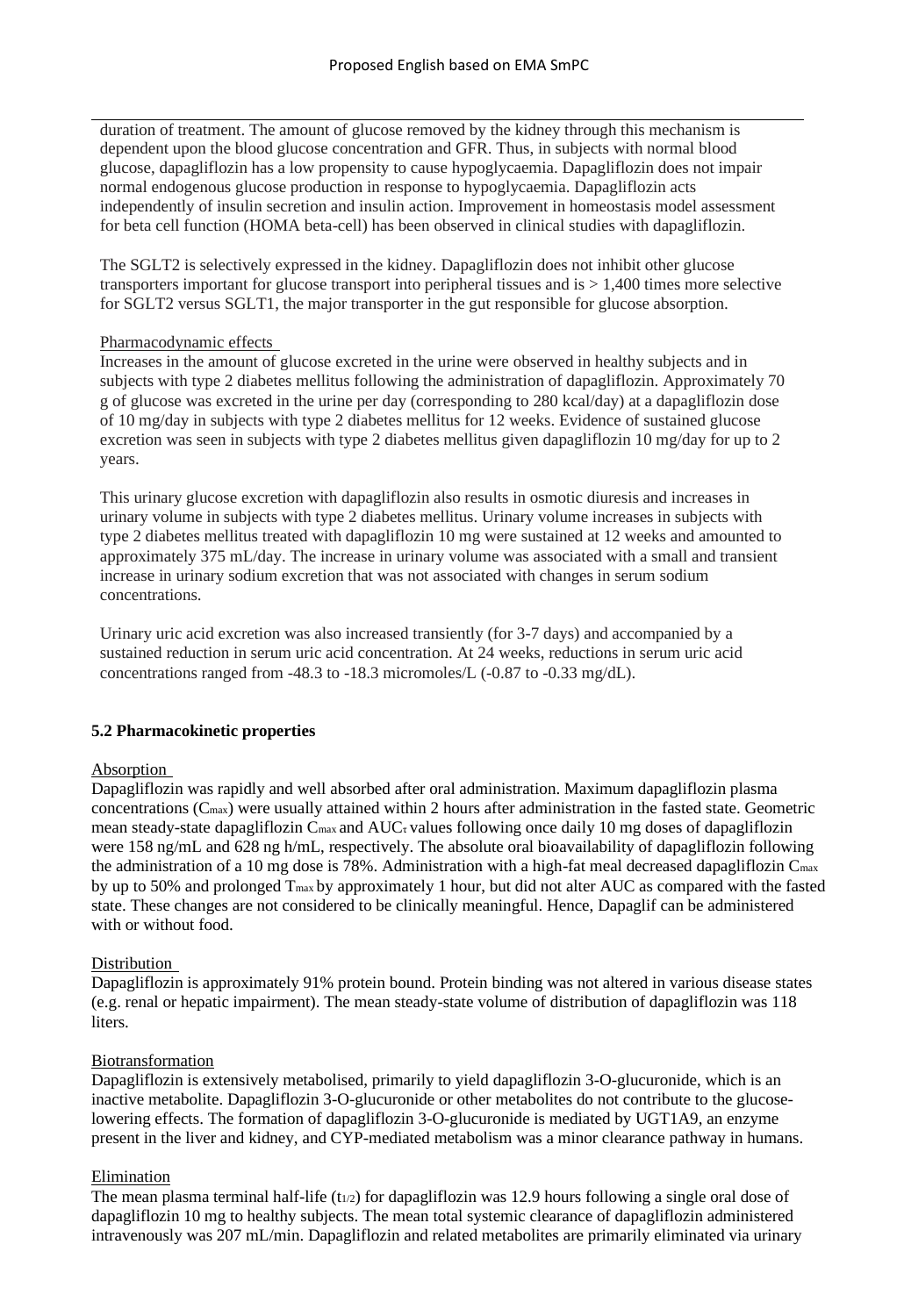duration of treatment. The amount of glucose removed by the kidney through this mechanism is dependent upon the blood glucose concentration and GFR. Thus, in subjects with normal blood glucose, dapagliflozin has a low propensity to cause hypoglycaemia. Dapagliflozin does not impair normal endogenous glucose production in response to hypoglycaemia. Dapagliflozin acts independently of insulin secretion and insulin action. Improvement in homeostasis model assessment for beta cell function (HOMA beta-cell) has been observed in clinical studies with dapagliflozin.

The SGLT2 is selectively expressed in the kidney. Dapagliflozin does not inhibit other glucose transporters important for glucose transport into peripheral tissues and is > 1,400 times more selective for SGLT2 versus SGLT1, the major transporter in the gut responsible for glucose absorption.

Pharmacodynamic effects

Increases in the amount of glucose excreted in the urine were observed in healthy subjects and in subjects with type 2 diabetes mellitus following the administration of dapagliflozin. Approximately 70 g of glucose was excreted in the urine per day (corresponding to 280 kcal/day) at a dapagliflozin dose of 10 mg/day in subjects with type 2 diabetes mellitus for 12 weeks. Evidence of sustained glucose excretion was seen in subjects with type 2 diabetes mellitus given dapagliflozin 10 mg/day for up to 2 years.

This urinary glucose excretion with dapagliflozin also results in osmotic diuresis and increases in urinary volume in subjects with type 2 diabetes mellitus. Urinary volume increases in subjects with type 2 diabetes mellitus treated with dapagliflozin 10 mg were sustained at 12 weeks and amounted to approximately 375 mL/day. The increase in urinary volume was associated with a small and transient increase in urinary sodium excretion that was not associated with changes in serum sodium concentrations.

Urinary uric acid excretion was also increased transiently (for 3-7 days) and accompanied by a sustained reduction in serum uric acid concentration. At 24 weeks, reductions in serum uric acid concentrations ranged from -48.3 to -18.3 micromoles/L (-0.87 to -0.33 mg/dL).

**5.2 Pharmacokinetic properties**

Absorption

Dapagliflozin was rapidly and well absorbed after oral administration. Maximum dapagliflozin plasma concentrations ($C_{max}$) were usually attained within 2 hours after administration in the fasted state. Geometric mean steady-state dapagliflozin $C_{max}$ and $AUC_{\tau}$ values following once daily 10 mg doses of dapagliflozin were 158 ng/mL and 628 ng h/mL, respectively. The absolute oral bioavailability of dapagliflozin following the administration of a 10 mg dose is 78%. Administration with a high-fat meal decreased dapagliflozin $C_{max}$ by up to 50% and prolonged $T_{max}$ by approximately 1 hour, but did not alter AUC as compared with the fasted state. These changes are not considered to be clinically meaningful. Hence, Dapaglif can be administered with or without food.

Distribution

Dapagliflozin is approximately 91% protein bound. Protein binding was not altered in various disease states (e.g. renal or hepatic impairment). The mean steady-state volume of distribution of dapagliflozin was 118 liters.

Biotransformation

Dapagliflozin is extensively metabolised, primarily to yield dapagliflozin 3-O-glucuronide, which is an inactive metabolite. Dapagliflozin 3-O-glucuronide or other metabolites do not contribute to the glucose-lowering effects. The formation of dapagliflozin 3-O-glucuronide is mediated by UGT1A9, an enzyme present in the liver and kidney, and CYP-mediated metabolism was a minor clearance pathway in humans.

Elimination

The mean plasma terminal half-life ($t_{1/2}$) for dapagliflozin was 12.9 hours following a single oral dose of dapagliflozin 10 mg to healthy subjects. The mean total systemic clearance of dapagliflozin administered intravenously was 207 mL/min. Dapagliflozin and related metabolites are primarily eliminated via urinary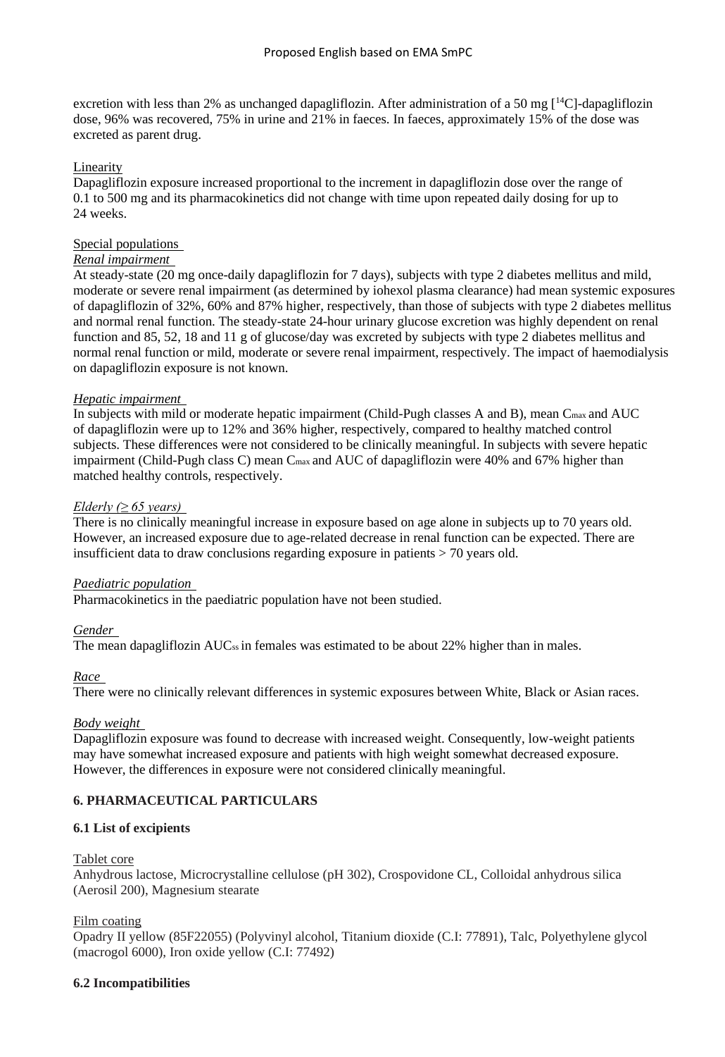excretion with less than 2% as unchanged dapagliflozin. After administration of a 50 mg [$^{14}$C]-dapagliflozin dose, 96% was recovered, 75% in urine and 21% in faeces. In faeces, approximately 15% of the dose was excreted as parent drug.

Linearity

Dapagliflozin exposure increased proportional to the increment in dapagliflozin dose over the range of 0.1 to 500 mg and its pharmacokinetics did not change with time upon repeated daily dosing for up to 24 weeks.

Special populations

*Renal impairment*

At steady-state (20 mg once-daily dapagliflozin for 7 days), subjects with type 2 diabetes mellitus and mild, moderate or severe renal impairment (as determined by iohexol plasma clearance) had mean systemic exposures of dapagliflozin of 32%, 60% and 87% higher, respectively, than those of subjects with type 2 diabetes mellitus and normal renal function. The steady-state 24-hour urinary glucose excretion was highly dependent on renal function and 85, 52, 18 and 11 g of glucose/day was excreted by subjects with type 2 diabetes mellitus and normal renal function or mild, moderate or severe renal impairment, respectively. The impact of haemodialysis on dapagliflozin exposure is not known.

*Hepatic impairment*

In subjects with mild or moderate hepatic impairment (Child-Pugh classes A and B), mean $C_{max}$ and AUC of dapagliflozin were up to 12% and 36% higher, respectively, compared to healthy matched control subjects. These differences were not considered to be clinically meaningful. In subjects with severe hepatic impairment (Child-Pugh class C) mean $C_{max}$ and AUC of dapagliflozin were 40% and 67% higher than matched healthy controls, respectively.

*Elderly (≥ 65 years)*

There is no clinically meaningful increase in exposure based on age alone in subjects up to 70 years old. However, an increased exposure due to age-related decrease in renal function can be expected. There are insufficient data to draw conclusions regarding exposure in patients > 70 years old.

*Paediatric population*

Pharmacokinetics in the paediatric population have not been studied.

*Gender*

The mean dapagliflozin $AUC_{ss}$ in females was estimated to be about 22% higher than in males.

*Race*

There were no clinically relevant differences in systemic exposures between White, Black or Asian races.

*Body weight*

Dapagliflozin exposure was found to decrease with increased weight. Consequently, low-weight patients may have somewhat increased exposure and patients with high weight somewhat decreased exposure. However, the differences in exposure were not considered clinically meaningful.

## 6. PHARMACEUTICAL PARTICULARS

### 6.1 List of excipients

Tablet core

Anhydrous lactose, Microcrystalline cellulose (pH 302), Crospovidone CL, Colloidal anhydrous silica (Aerosil 200), Magnesium stearate

Film coating

Opadry II yellow (85F22055) (Polyvinyl alcohol, Titanium dioxide (C.I: 77891), Talc, Polyethylene glycol (macrogol 6000), Iron oxide yellow (C.I: 77492)

### 6.2 Incompatibilities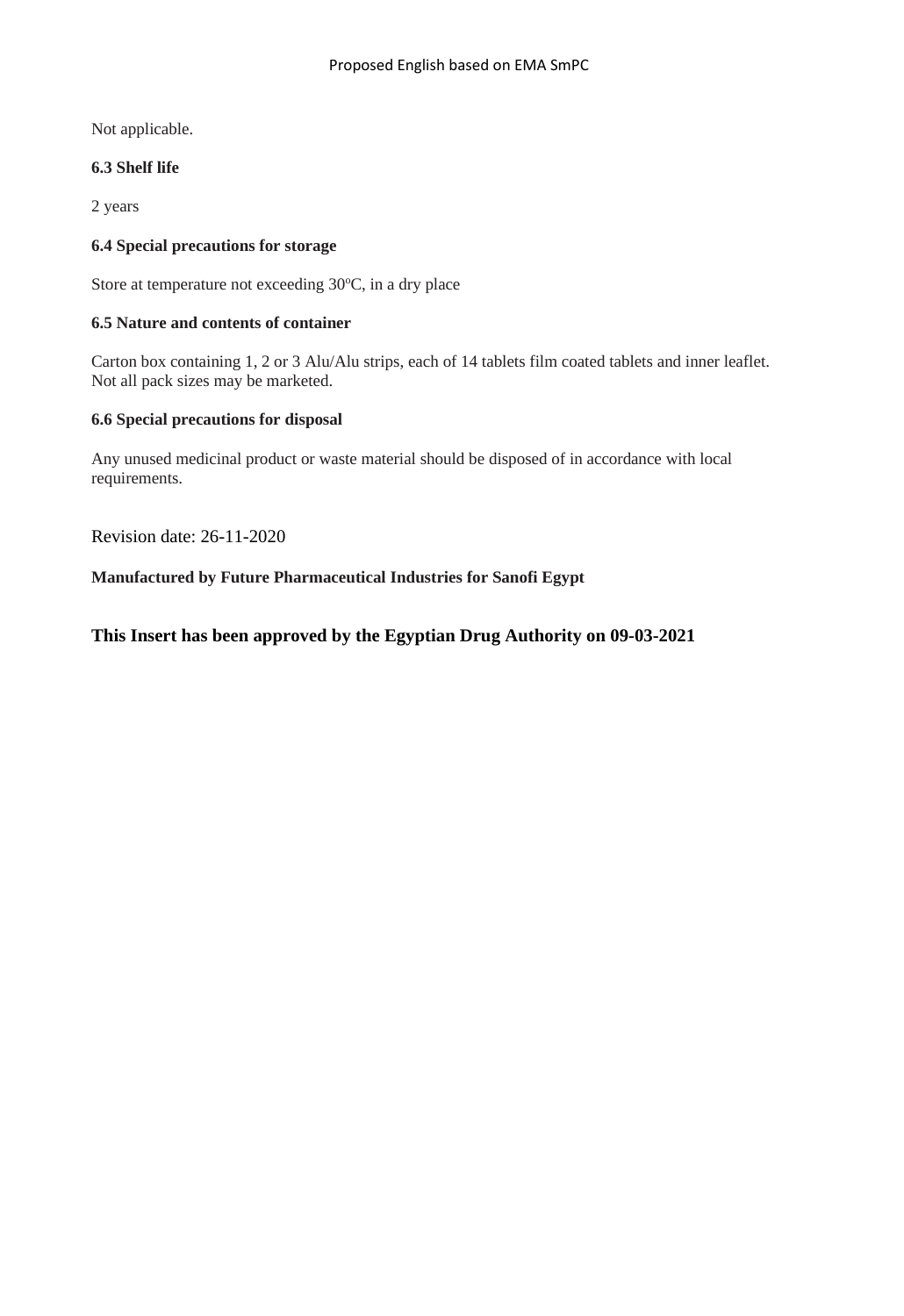Not applicable.

**6.3 Shelf life**

2 years

**6.4 Special precautions for storage**

Store at temperature not exceeding 30ºC, in a dry place

**6.5 Nature and contents of container**

Carton box containing 1, 2 or 3 Alu/Alu strips, each of 14 tablets film coated tablets and inner leaflet.
Not all pack sizes may be marketed.

**6.6 Special precautions for disposal**

Any unused medicinal product or waste material should be disposed of in accordance with local requirements.

Revision date: 26-11-2020

**Manufactured by Future Pharmaceutical Industries for Sanofi Egypt**

**This Insert has been approved by the Egyptian Drug Authority on 09-03-2021**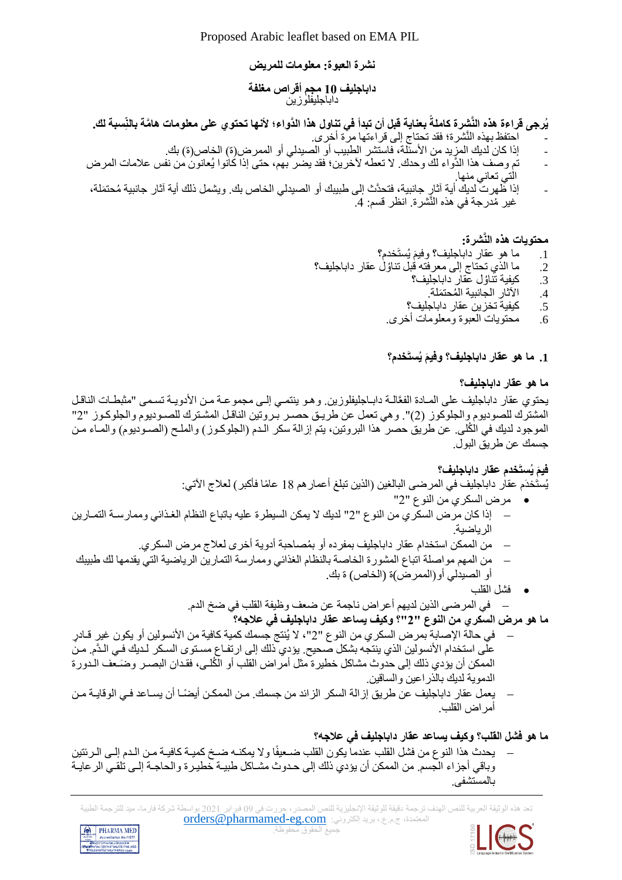# نشرة العبوة: معلومات للمريض

## داباجليف 10 مجم أقراص مغلفة
داباجليفلوزين

**يُرجى قراءة هذه النَّشرة كاملةً بعناية قبل أن تبدأ في تناول هذا الدَّواء؛ لأنَّها تحتوي على معلومات هامَّة بالنِّسبة لك.**

- احتفظ بهذه النَّشرة؛ فقد تحتاج إلى قراءتها مرَّة أخرى.
- إذا كان لديك المزيد من الأسئلة، فاستشر الطبيب أو الصيدلي أو الممرض(ة) الخاص(ة) بك.
- تم وصف هذا الدَّواء لك وحدك. لا تعطه لآخرين؛ فقد يضر بهم، حتى إذا كانوا يُعانون من نفس علامات المرض التي تعاني منها.
- إذا ظهرت لديك أية آثار جانبية، فتحدَّث إلى طبيبك أو الصيدلي الخاص بك. ويشمل ذلك أية آثار جانبية مُحتمَلة، غير مُدرجة في هذه النَّشرة. انظر قسم: 4.

**محتويات هذه النَّشرة:**

1. ما هو عقار داباجليف؟ وفيمَ يُستخدم؟
2. ما الذي تحتاج إلى معرفته قبل تناوُل عقار داباجليف؟
3. كيفية تناوُل عقار داباجليف؟
4. الآثار الجانبية المُحتمَلة.
5. كيفية تخزين عقار داباجليف؟
6. محتويات العبوة ومعلومات أخرى.

## 1. ما هو عقار داباجليف؟ وفيمَ يُستخدم؟

**ما هو عقار داباجليف؟**

يحتوي عقار داباجليف على المادة الفعَّالة داباجليفلوزين. وهو ينتمي إلى مجموعة من الأدوية تسمى "مثبطات الناقل المشترك للصوديوم والجلوكوز (2)". وهي تعمل عن طريق حصر بروتين الناقل المشترك للصوديوم والجلوكوز "2" الموجود لديك في الكُلى. عن طريق حصر هذا البروتين، يتم إزالة سكر الدم (الجلوكوز) والملح (الصوديوم) والماء من جسمك عن طريق البول.

**فيمَ يُستخدم عقار داباجليف؟**

يُستخدَم عقار داباجليف في المرضى البالغين (الذين تبلغ أعمارهم 18 عامًا فأكبر) لعلاج الآتي:

- مرض السكري من النوع "2"
  - إذا كان مرض السكري من النوع "2" لديك لا يمكن السيطرة عليه باتباع النظام الغذائي وممارسة التمارين الرياضية.
  - من الممكن استخدام عقار داباجليف بمفرده أو بمُصاحبة أدوية أخرى لعلاج مرض السكري.
  - من المهم مواصلة اتباع المشورة الخاصة بالنظام الغذائي وممارسة التمارين الرياضية التي يقدمها لك طبيبك أو الصيدلي أو(الممرض)ة (الخاص) ة بك.
- فشل القلب
  - في المرضى الذين لديهم أعراض ناجمة عن ضعف وظيفة القلب في ضخ الدم.

**ما هو مرض السكري من النوع "2"؟ وكيف يساعد عقار داباجليف في علاجه؟**

- في حالة الإصابة بمرض السكري من النوع "2"، لا يُنتج جسمك كمية كافية من الأنسولين أو يكون غير قادر على استخدام الأنسولين الذي ينتجه بشكل صحيح. يؤدي ذلك إلى ارتفاع مستوى السكر لديك في الدَّم. من الممكن أن يؤدي ذلك إلى حدوث مشاكل خطيرة مثل أمراض القلب أو الكُلى، فقدان البصر وضَعف الدورة الدموية لديك بالذراعين والساقين.
- يعمل عقار داباجليف عن طريق إزالة السكر الزائد من جسمك. من الممكن أيضًا أن يساعد في الوقاية من أمراض القلب.

**ما هو فشل القلب؟ وكيف يساعد عقار داباجليف في علاجه؟**

- يحدث هذا النوع من فشل القلب عندما يكون القلب ضعيفًا ولا يمكنه ضخ كمية كافية من الدم إلى الرئتين وباقي أجزاء الجسم. من الممكن أن يؤدي ذلك إلى حدوث مشاكل طبية خطيرة والحاجة إلى تلقي الرعاية بالمستشفى.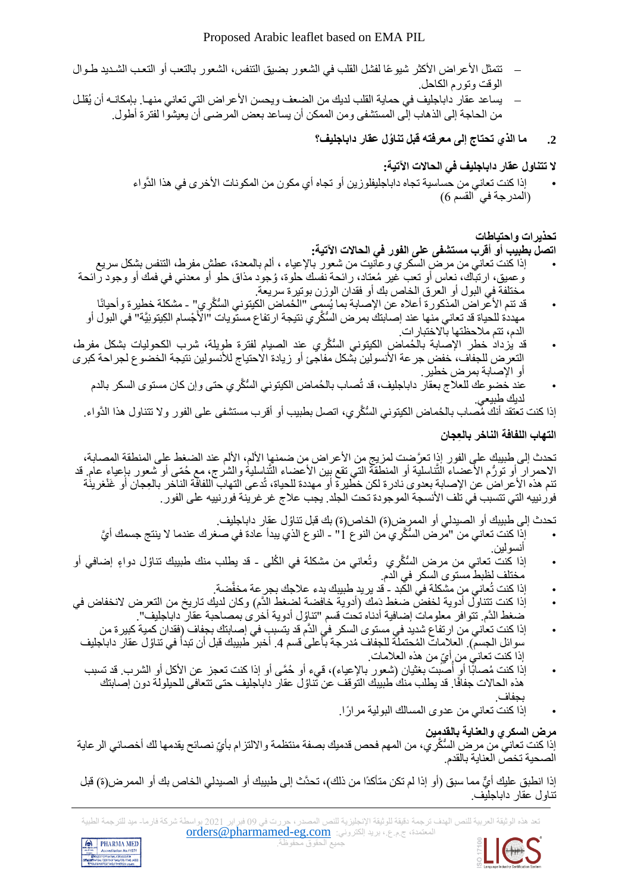- تتمثل الأعراض الأكثر شيوعًا لفشل القلب في الشعور بضيق التنفس، الشعور بالتعب أو التعب الشديد طوال الوقت وتورم الكاحل.
- يساعد عقار داباجليف في حماية القلب لديك من الضعف ويحسن الأعراض التي تعاني منها. بإمكانه أن يُقلل من الحاجة إلى الذهاب إلى المستشفى ومن الممكن أن يساعد بعض المرضى أن يعيشوا لفترة أطول.

## 2. ما الذي تحتاج إلى معرفته قبل تناوُل عقار داباجليف؟

**لا تتناول عقار داباجليف في الحالات الآتية:**

- إذا كنت تعاني من حساسية تجاه داباجليفلوزين أو تجاه أي مكون من المكونات الأخرى في هذا الدَّواء (المدرجة في القسم 6)

**تحذيرات واحتياطات**

**اتصل بطبيب أو أقرب مستشفى على الفور في الحالات الآتية:**

- إذا كنت تعاني من مرض السكري وعانيت من شعور بالإعياء ، ألم بالمعدة، عطش مفرط، التنفس بشكل سريع وعميق، ارتباك، نعاس أو تعب غير مُعتاد، رائحة نفسك حلوة، وُجود مذاق حلو أو معدني في فمك أو وجود رائحة مختلفة في البول أو العرق الخاص بك أو فقدان الوزن بوتيرة سريعة.
- قد تنم الأعراض المذكورة أعلاه عن الإصابة بما يُسمى "الحُماض الكيتوني السُّكَّري" - مشكلة خطيرة وأحيانًا مهددة للحياة قد تعاني منها عند إصابتك بمرض السُّكَّري نتيجة ارتفاع مستويات "الأَجْسام الكِيتونِيَّة" في البول أو الدم، تتم ملاحظتها بالاختبارات.
- قد يزداد خطر الإصابة بالحُماض الكيتوني السُّكَّري عند الصيام لفترة طويلة، شرب الكحوليات بشكل مفرط، التعرض للجفاف، خفض جرعة الأنسولين بشكل مفاجئ أو زيادة الاحتياج للأنسولين نتيجة الخضوع لجراحة كبرى أو الإصابة بمرض خطير.
- عند خضوعك للعلاج بعقار داباجليف، قد تُصاب بالحُماض الكيتوني السُّكَّري حتى وإن كان مستوى السكر بالدم لديك طبيعي.

إذا كنت تعتقد أنك مُصاب بالحُماض الكيتوني السُّكَّري، اتصل بطبيب أو أقرب مستشفى على الفور ولا تتناول هذا الدَّواء.

**التهاب اللفافة الناخر بالعِجان**

تحدث إلى طبيبك على الفور إذا تعرَّضت لمزيج من الأعراض من ضمنها الألم، الألم عند الضغط على المنطقة المصابة، الاحمرار أو تورُّم الأعضاء التّناسلية أو المنطقة التي تقع بين الأعضاء التّناسلية والشرج، مع حُمّى أو شعور بإعياء عام. قد تنم هذه الأعراض عن الإصابة بعدوى نادرة لكن خطيرة أو مهددة للحياة، تُدعى التهاب اللفافة الناخر بالعِجان أو غَنْغرينَة فورنييه التي تتسبب في تلف الأنسجة الموجودة تحت الجلد. يجب علاج غرغرينة فورنييه على الفور.

تحدث إلى طبيبك أو الصيدلي أو الممرض(ة) الخاص(ة) بك قبل تناوُل عقار داباجليف.

- إذا كنت تعاني من "مرض السُّكَّري من النوع 1" - النوع الذي يبدأ عادة في صغرك عندما لا ينتج جسمك أيَّ أنسولين.
- إذا كنت تعاني من مرض السُّكَّري وتُعاني من مشكلة في الكُلى - قد يطلب منك طبيبك تناوُل دواءٍ إضافي أو مختلف لضبط مستوى السكر في الدم.
- إذا كنت تُعاني من مشكلة في الكبد - قد يريد طبيبك بدء علاجك بجرعة مخفَّضة.
- إذا كنت تتناول أدوية لخفض ضغط دَمك (أدوية خافضة لضغط الدَّم) وكان لديك تاريخ من التعرض لانخفاض في ضغط الدَّم. تتوافر معلومات إضافية أدناه تحت قسم "تناوُل أدوية أخرى بمصاحبة عقار داباجليف".
- إذا كنت تعاني من ارتفاع شديد في مستوى السكر في الدَّم قد يتسبب في إصابتك بجفاف (فقدان كمية كبيرة من سوائل الجسم). العلامات المُحتملة للجفاف مُدرجة بأعلى قسم 4. أخبر طبيبك قبل أن تبدأ في تناوُل عقار داباجليف إذا كنت تعاني من أيٍّ من هذه العلامات.
- إذا كنت مُصابًا أو أُصبت بغثيان (شعور بالإعياء)، قيء أو حُمَّى أو إذا كنت تعجز عن الأكل أو الشرب. قد تسبب هذه الحالات جفافًا. قد يطلب منك طبيبك التوقف عن تناوُل عقار داباجليف حتى تتعافى للحيلولة دون إصابتك بجفاف.
- إذا كنت تعاني من عدوى المسالك البولية مرارًا.

**مرض السكري والعناية بالقدمين**

إذا كنت تعاني من مرض السُّكَّري، من المهم فحص قدميك بصفة منتظمة والالتزام بأيّ نصائح يقدمها لك أخصائي الرعاية الصحية تخص العناية بالقدم.

إذا انطبق عليك أيٌّ مما سبق (أو إذا لم تكن متأكدًا من ذلك)، تحدَّث إلى طبيبك أو الصيدلي الخاص بك أو الممرض(ة) قبل تناول عقار داباجليف.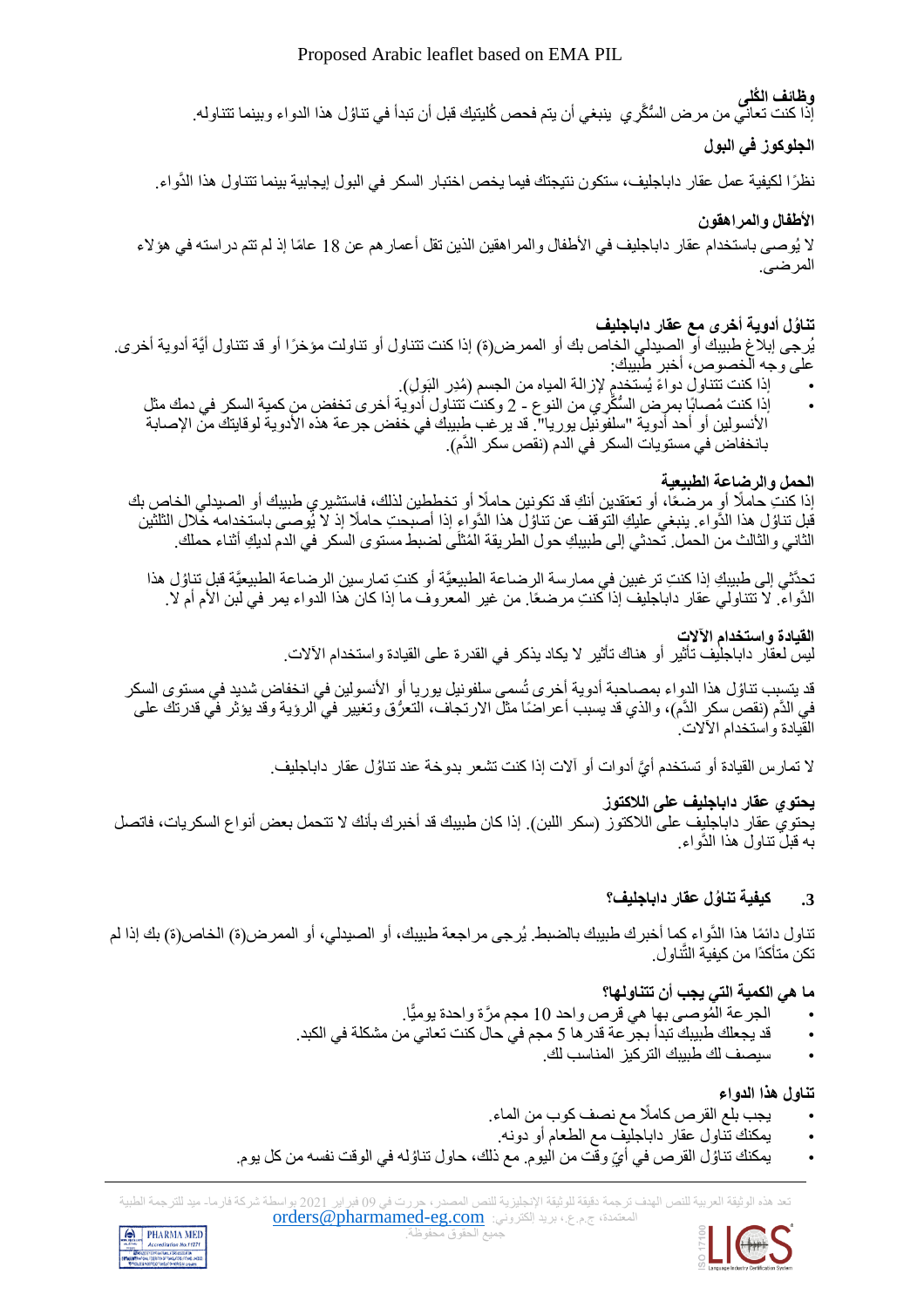**وظائف الكُلى**
إذا كنت تعاني من مرض السُّكَّري ينبغي أن يتم فحص كُليتيك قبل أن تبدأ في تناوُل هذا الدواء وبينما تتناوله.

**الجلوكوز في البول**

نظرًا لكيفية عمل عقار داباجليف، ستكون نتيجتك فيما يخص اختبار السكر في البول إيجابية بينما تتناول هذا الدَّواء.

**الأطفال والمراهقون**

لا يُوصى باستخدام عقار داباجليف في الأطفال والمراهقين الذين تقل أعمارهم عن 18 عامًا إذ لم تتم دراسته في هؤلاء المرضى.

**تناوُل أدوية أخرى مع عقار داباجليف**
يُرجى إبلاغ طبيبك أو الصيدلي الخاص بك أو الممرض(ة) إذا كنت تتناول أو تناولت مؤخرًا أو قد تتناول أيَّة أدوية أخرى. على وجه الخصوص، أخبر طبيبك:

- إذا كنت تتناول دواءً يُستخدم لإزالة المياه من الجسم (مُدِر البَول).
- إذا كنت مُصابًا بمرض السُّكَّري من النوع - 2 وكنت تتناول أدوية أخرى تخفض من كمية السكر في دمك مثل الأنسولين أو أحد أدوية "سلفونيل يوريا". قد يرغب طبيبك في خفض جرعة هذه الأدوية لوقايتك من الإصابة بانخفاض في مستويات السكر في الدم (نقص سكر الدَّم).

**الحمل والرضاعة الطبيعية**
إذا كنتِ حاملًا أو مرضعًا، أو تعتقدين أنكِ قد تكونين حاملًا أو تخططين لذلك، فاستشيري طبيبك أو الصيدلي الخاص بك قبل تناوُل هذا الدَّواء. ينبغي عليكِ التوقف عن تناوُل هذا الدَّواء إذا أصبحتِ حاملًا إذ لا يُوصى باستخدامه خلال الثلثين الثاني والثالث من الحمل. تحدثي إلى طبيبكِ حول الطريقة المُثلَى لضبط مستوى السكر في الدم لديكِ أثناء حملك.

تحدَّثي إلى طبيبكِ إذا كنتِ ترغبين في ممارسة الرضاعة الطبيعيَّة أو كنتِ تمارسين الرضاعة الطبيعيَّة قبل تناوُل هذا الدَّواء. لا تتناولي عقار داباجليف إذا كنتِ مرضعًا. من غير المعروف ما إذا كان هذا الدواء يمر في لبن الأم أم لا.

**القيادة واستخدام الآلات**
ليس لعقار داباجليف تأثير أو هناك تأثير لا يكاد يذكر في القدرة على القيادة واستخدام الآلات.

قد يتسبب تناوُل هذا الدَّواء بمصاحبة أدوية أخرى تُسمى سلفونيل يوريا أو الأنسولين في انخفاض شديد في مستوى السكر في الدَّم (نقص سكر الدَّم)، والذي قد يسبب أعراضًا مثل الارتجاف، التعرُّق وتغيير في الرؤية وقد يؤثر في قدرتك على القيادة واستخدام الآلات.

لا تمارس القيادة أو تستخدم أيَّ أدوات أو آلات إذا كنت تشعر بدوخة عند تناوُل عقار داباجليف.

**يحتوي عقار داباجليف على اللاكتوز**
يحتوي عقار داباجليف على اللاكتوز (سكر اللبن). إذا كان طبيبك قد أخبرك بأنك لا تتحمل بعض أنواع السكريات، فاتصل به قبل تناوُل هذا الدَّواء.

### 3. كيفية تناوُل عقار داباجليف؟

تناول دائمًا هذا الدَّواء كما أخبرك طبيبك بالضبط. يُرجى مراجعة طبيبك، أو الصيدلي، أو الممرض(ة) الخاص(ة) بك إذا لم تكن متأكدًا من كيفية التَّناوُل.

**ما هي الكمية التي يجب أن تتناولها؟**

- الجرعة المُوصى بها هي قرص واحد 10 مجم مرَّة واحدة يوميًّا.
- قد يجعلك طبيبك تبدأ بجرعة قدرها 5 مجم في حال كنت تعاني من مشكلة في الكبد.
- سيصف لك طبيبك التركيز المناسب لك.

**تناول هذا الدواء**

- يجب بلع القرص كاملًا مع نصف كوب من الماء.
- يمكنك تناوُل عقار داباجليف مع الطعام أو دونه.
- يمكنك تناوُل القرص في أيِّ وقت من اليوم. مع ذلك، حاول تناوُله في الوقت نفسه من كل يوم.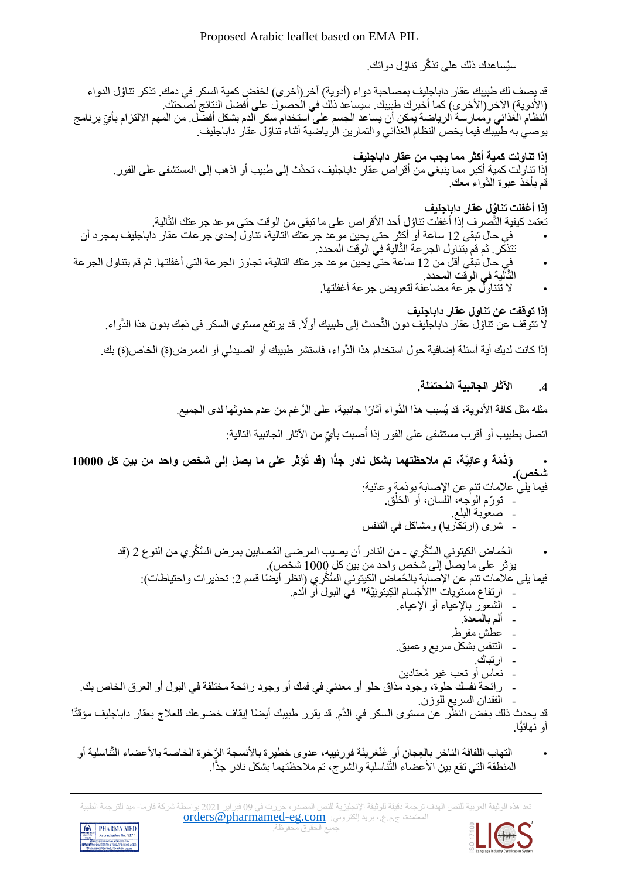سيُساعدك ذلك على تذكُّر تناول دوائك.

قد يصف لك طبيبك عقار داباجليف بمصاحبة دواء (أدوية) آخر(أخرى) لخفض كمية السكر في دمك. تذكر تناول الدواء (الأدوية) الآخر(الأخرى) كما أخبرك طبيبك. سيساعد ذلك في الحصول على أفضل النتائج لصحتك.
النظام الغذائي وممارسة الرياضة يمكن أن يساعد الجسم على استخدام سكر الدم بشكل أفضل. من المهم الالتزام بأيِّ برنامج يوصي به طبيبك فيما يخص النظام الغذائي والتمارين الرياضية أثناء تناول عقار داباجليف.

**إذا تناولت كمية أكثر مما يجب من عقار داباجليف**
إذا تناولت كمية أكبر مما ينبغي من أقراص عقار داباجليف، تحدَّث إلى طبيب أو اذهب إلى المستشفى على الفور. قم بأخذ عبوة الدَّواء معك.

**إذا أغفلت تناوُل عقار داباجليف**
تعتمد كيفية التَّصرف إذا أغفلت تناوُل أحد الأقراص على ما تبقى من الوقت حتى موعد جرعتك التَّالية.
- في حال تبقى 12 ساعة أو أكثر حتى يحين موعد جرعتك التالية، تناول إحدى جرعات عقار داباجليف بمجرد أن تتذكر. ثم قم بتناول الجرعة التَّالية في الوقت المحدد.
- في حال تبقى أقل من 12 ساعة حتى يحين موعد جرعتك التالية، تجاوز الجرعة التي أغفلتها. ثم قم بتناول الجرعة التَّالية في الوقت المحدد.
- لا تتناول جرعة مضاعفة لتعويض جرعة أغفلتها.

**إذا توقفت عن تناول عقار داباجليف**
لا تتوقف عن تناوُل عقار داباجليف دون التَّحدث إلى طبيبك أولًا. قد يرتفع مستوى السكر في دَمِك بدون هذا الدَّواء.

إذا كانت لديك أية أسئلة إضافية حول استخدام هذا الدَّواء، فاستشر طبيبك أو الصيدلي أو الممرض(ة) الخاص(ة) بك.

## 4. الآثار الجانبية المُحتمَلة.

مثله مثل كافة الأدوية، قد يُسبب هذا الدَّواء آثارًا جانبية، على الرَّغم من عدم حدوثها لدى الجميع.

اتصل بطبيب أو أقرب مستشفى على الفور إذا أُصبت بأيٍّ من الآثار الجانبية التالية:

- **وَذَمَة وِعائيَّة، تم ملاحظتهما بشكل نادر جدًّا (قد تُؤثر على ما يصل إلى شخص واحد من بين كل 10000 شخص).**

فيما يلي علامات تنم عن الإصابة بوذمة وعائية:
- تورّم الوجه، اللسان، أو الحَلْق.
- صعوبة البلع.
- شرى (ارتكاريا) ومشاكل في التنفس

- الحُماض الكيتوني السُّكَّري - من النادر أن يصيب المرضى المُصابين بمرض السُّكَّري من النوع 2 (قد يؤثر على ما يصل إلى شخص واحد من بين كل 1000 شخص).

فيما يلي علامات تنم عن الإصابة بالحُماض الكيتوني السُّكَّري (انظر أيضًا قسم 2: تحذيرات واحتياطات):
- ارتفاع مستويات "الأَجْسام الكِيتونِيَّة" في البول أو الدم.
- الشعور بالإعياء أو الإعياء.
- ألم بالمعدة.
- عطش مفرط.
- التنفس بشكل سريع وعميق.
- ارتباك.
- نعاس أو تعب غير مُعتادين
- رائحة نفسك حلوة، وجود مذاق حلو أو معدني في فمك أو وجود رائحة مختلفة في البول أو العرق الخاص بك.
- الفقدان السريع للوزن.

قد يحدث ذلك بغض النظر عن مستوى السكر في الدَّم. قد يقرر طبيبك أيضًا إيقاف خضوعك للعلاج بعقار داباجليف مؤقتًا أو نهائيًّا.

- التهاب اللفافة الناخر بالعِجان أو غَنْغرينَة فورنييه، عدوى خطيرة بالأنسجة الرَّخوة الخاصة بالأعضاء التَّناسلية أو المنطقة التي تقع بين الأعضاء التَّناسلية والشرج، تم ملاحظتهما بشكل نادر جدًّا.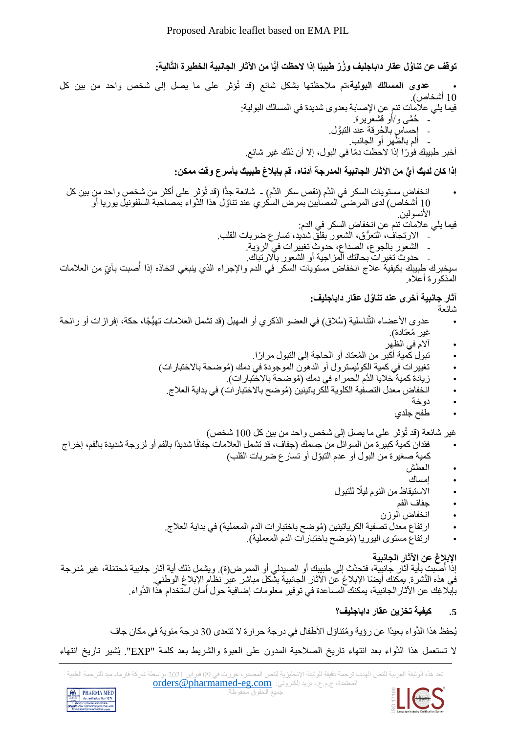**توقف عن تناوُل عقار داباجليف وزُرْ طبيبًا إذا لاحظت أيًّا من الآثار الجانبية الخطيرة التَّالية:**

- **عدوى المسالك البولية،**تم ملاحظتها بشكل شائع (قد تُؤثر على ما يصل إلى شخص واحد من بين كل 10 أشخاص).

فيما يلي علامات تنم عن الإصابة بعدوى شديدة في المسالك البولية:
- حُمَّى و/أو قشعريرة.
- إحساس بالحُرقة عند التبوُّل.
- ألم بالظَّهر أو الجانب.

أخبر طبيبك فورًا إذا لاحظت دمًا في البول، إلا أن ذلك غير شائع.

**إذا كان لديك أيٌّ من الآثار الجانبية المدرجة أدناه، قم بإبلاغ طبيبك بأسرع وقت ممكن:**

- انخفاض مستويات السكر في الدَّم (نقص سكر الدَّم) - شائعة جدًّا (قد تُؤثر على أكثر من شخص واحد من بين كل 10 أشخاص) لدى المرضى المصابين بمرض السكري عند تناوُل هذا الدَّواء بمصاحبة السلفونيل يوريا أو الأنسولين.

فيما يلي علامات تنم عن انخفاض السكر في الدم:
- الارتجاف، التعرُّق، الشعور بقلق شديد، تسارع ضربات القلب.
- الشعور بالجوع، الصداع، حدوث تغييرات في الرؤية.
- حدوث تغيرات بحالتك المزاجية أو الشعور بالارتباك.

سيخبرك طبيبك بكيفية علاج انخفاض مستويات السكر في الدم والإجراء الذي ينبغي اتخاذه إذا أُصبت بأيٍّ من العلامات المذكورة أعلاه.

**آثار جانبية أخرى عند تناوُل عقار داباجليف:**

شائعة
- عدوى الأعضاء التَّناسلية (سُلاق) في العضو الذكري أو المهبل (قد تشمل العلامات تهيُّجًا، حكة، إفرازات أو رائحة غير مُعتادة).
- آلام في الظهر
- تبول كمية أكبر من المُعتاد أو الحاجة إلى التبول مرارًا.
- تغييرات في كمية الكوليسترول أو الدهون الموجودة في دمك (مُوضحة بالاختبارات)
- زيادة كمية خلايا الدَّم الحمراء في دمك (مُوضحة بالاختبارات).
- انخفاض معدل التصفية الكلوية للكرياتينين (مُوضح بالاختبارات) في بداية العلاج.
- دوخة
- طفح جلدي

غير شائعة (قد تُؤثر على ما يصل إلى شخص واحد من بين كل 100 شخص)
- فقدان كمية كبيرة من السوائل من جسمك (جفاف، قد تشمل العلامات جفافًا شديدًا بالفم أو لزوجة شديدة بالفم، إخراج كمية صغيرة من البول أو عدم التبوّل أو تسارع ضربات القلب)
- العطش
- إمساك
- الاستيقاظ من النوم ليلًا للتبول
- جفاف الفم
- انخفاض الوزن
- ارتفاع معدل تصفية الكرياتينين (مُوضح باختبارات الدم المعملية) في بداية العلاج.
- ارتفاع مستوى اليوريا (مُوضح باختبارات الدم المعملية).

**الإبلاغ عن الآثار الجانبية**

إذا أُصبت بأية آثار جانبية، فتحدَّث إلى طبيبك أو الصيدلي أو الممرض(ة). ويشمل ذلك أية آثار جانبية مُحتمَلة، غير مُدرجة في هذه النَّشرة. يمكنك أيضًا الإبلاغ عن الآثار الجانبية بشكل مباشر عبر نظام الإبلاغ الوطني. بإبلاغك عن الآثارالجانبية، يمكنك المساعدة في توفير معلومات إضافية حول أمان استخدام هذا الدَّواء.

**5. كيفية تخزين عقار داباجليف؟**

يُحفظ هذا الدَّواء بعيدًا عن رؤية ومُتناوَل الأطفال في درجة حرارة لا تتعدى 30 درجة مئوية في مكان جاف

لا تستعمل هذا الدَّواء بعد انتهاء تاريخ الصلاحية المدون على العبوة والشريط بعد كلمة "EXP". يُشير تاريخ انتهاء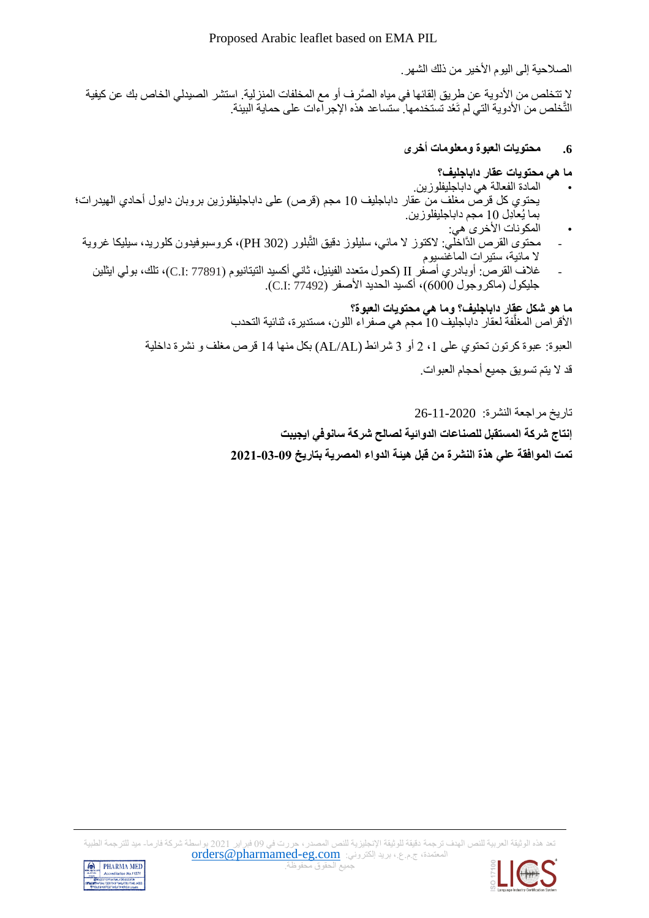الصلاحية إلى اليوم الأخير من ذلك الشهر.

لا تتخلص من الأدوية عن طريق إلقائها في مياه الصَّرف أو مع المخلفات المنزلية. استشر الصيدلي الخاص بك عن كيفية التَّخلص من الأدوية التي لم تعُد تستخدمها. ستساعد هذه الإجراءات على حماية البيئة.

## 6. محتويات العبوة ومعلومات أخرى

**ما هي محتويات عقار داباجليف؟**

- المادة الفعالة هي داباجليفلوزين.
  يحتوي كل قرص مغلف من عقار داباجليف 10 مجم (قرص) على داباجليفلوزين بروبان دايول أحادي الهيدرات؛ بما يُعادِل 10 مجم داباجليفلوزين.
- المكونات الأخرى هي:
  - محتوى القرص الدَّاخلي: لاكتوز لا مائي، سليلوز دقيق التَّبلور (PH 302)، كروسبوفيدون كلوريد، سيليكا غروية لا مائية، ستيرات الماغنسيوم
  - غلاف القرص: أوبادري أصفر II (كحول متعدد الفينيل، ثاني أكسيد التيتانيوم (C.I: 77891)، تلك، بولي ايثلين جليكول (ماكروجول 6000)، أكسيد الحديد الأصفر (C.I: 77492).

**ما هو شكل عقار داباجليف؟ وما هي محتويات العبوة؟**

الأقراص المغلَّفة لعقار داباجليف 10 مجم هي صفراء اللون، مستديرة، ثنائية التحدب

العبوة: عبوة كرتون تحتوي على 1، 2 أو 3 شرائط (AL/AL) بكل منها 14 قرص مغلف و نشرة داخلية

قد لا يتم تسويق جميع أحجام العبوات.

تاريخ مراجعة النشرة: 2020-11-26

**إنتاج شركة المستقبل للصناعات الدوائية لصالح شركة سانوفي ايجيبت**

**تمت الموافقة علي هذة النشرة من قبل هيئة الدواء المصرية بتاريخ 09-03-2021**